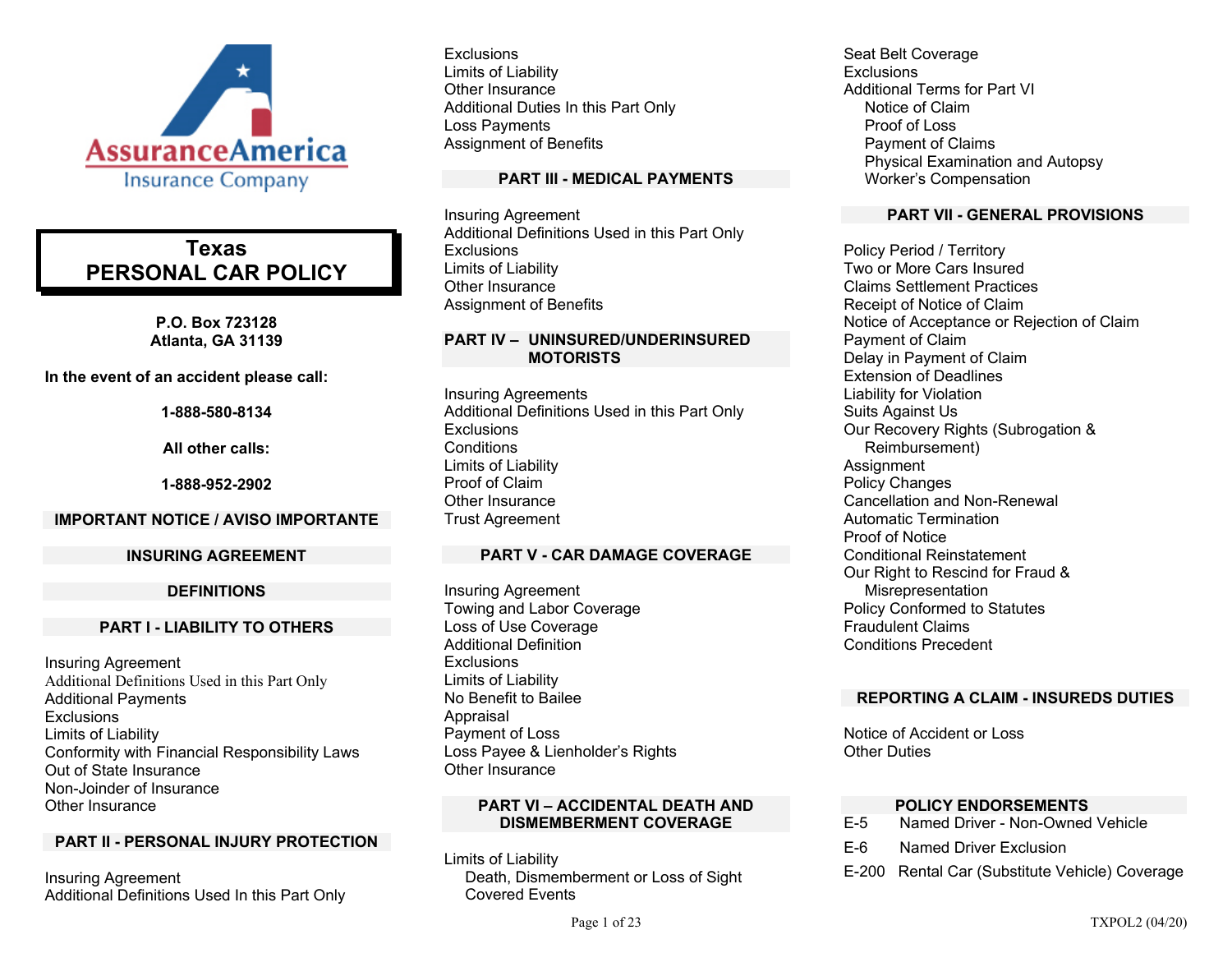AssuranceAmerica Insurance Company

# Texas PERSONAL CAR POLICY

**P.O. Box 723128**
**Atlanta, GA 31139**

**In the event of an accident please call:**

**1-888-580-8134**

**All other calls:**

**1-888-952-2902**

## IMPORTANT NOTICE / AVISO IMPORTANTE

## INSURING AGREEMENT

## DEFINITIONS

## PART I - LIABILITY TO OTHERS

Insuring Agreement
Additional Definitions Used in this Part Only
Additional Payments
Exclusions
Limits of Liability
Conformity with Financial Responsibility Laws
Out of State Insurance
Non-Joinder of Insurance
Other Insurance

## PART II - PERSONAL INJURY PROTECTION

Insuring Agreement
Additional Definitions Used In this Part Only
Exclusions
Limits of Liability
Other Insurance
Additional Duties In this Part Only
Loss Payments
Assignment of Benefits

## PART III - MEDICAL PAYMENTS

Insuring Agreement
Additional Definitions Used in this Part Only
Exclusions
Limits of Liability
Other Insurance
Assignment of Benefits

## PART IV – UNINSURED/UNDERINSURED MOTORISTS

Insuring Agreements
Additional Definitions Used in this Part Only
Exclusions
Conditions
Limits of Liability
Proof of Claim
Other Insurance
Trust Agreement

## PART V - CAR DAMAGE COVERAGE

Insuring Agreement
Towing and Labor Coverage
Loss of Use Coverage
Additional Definition
Exclusions
Limits of Liability
No Benefit to Bailee
Appraisal
Payment of Loss
Loss Payee & Lienholder's Rights
Other Insurance

## PART VI – ACCIDENTAL DEATH AND DISMEMBERMENT COVERAGE

Limits of Liability
- Death, Dismemberment or Loss of Sight
- Covered Events

Seat Belt Coverage
Exclusions
Additional Terms for Part VI
- Notice of Claim
- Proof of Loss
- Payment of Claims
- Physical Examination and Autopsy
- Worker's Compensation

## PART VII - GENERAL PROVISIONS

Policy Period / Territory
Two or More Cars Insured
Claims Settlement Practices
Receipt of Notice of Claim
Notice of Acceptance or Rejection of Claim
Payment of Claim
Delay in Payment of Claim
Extension of Deadlines
Liability for Violation
Suits Against Us
Our Recovery Rights (Subrogation & Reimbursement)
Assignment
Policy Changes
Cancellation and Non-Renewal
Automatic Termination
Proof of Notice
Conditional Reinstatement
Our Right to Rescind for Fraud & Misrepresentation
Policy Conformed to Statutes
Fraudulent Claims
Conditions Precedent

## REPORTING A CLAIM - INSUREDS DUTIES

Notice of Accident or Loss
Other Duties

## POLICY ENDORSEMENTS

| | |
|---|---|
| E-5 | Named Driver - Non-Owned Vehicle |
| E-6 | Named Driver Exclusion |
| E-200 | Rental Car (Substitute Vehicle) Coverage |

TXPOL2 (04/20)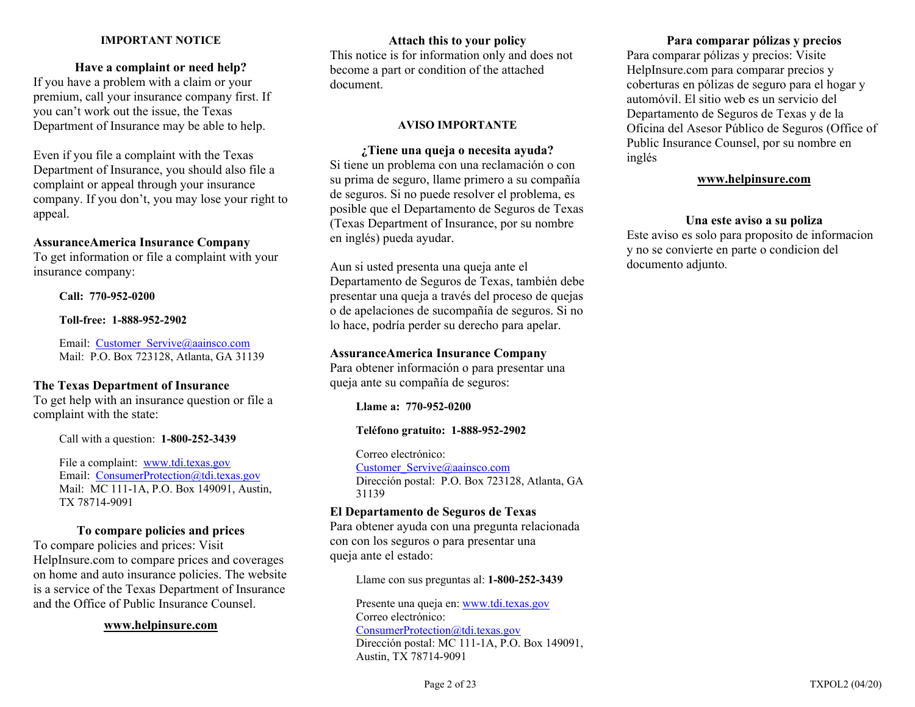## IMPORTANT NOTICE

### Have a complaint or need help?

If you have a problem with a claim or your premium, call your insurance company first. If you can't work out the issue, the Texas Department of Insurance may be able to help.

Even if you file a complaint with the Texas Department of Insurance, you should also file a complaint or appeal through your insurance company. If you don't, you may lose your right to appeal.

**AssuranceAmerica Insurance Company**

To get information or file a complaint with your insurance company:

**Call: 770-952-0200**

**Toll-free: 1-888-952-2902**

Email: Customer_Servive@aainsco.com
Mail: P.O. Box 723128, Atlanta, GA 31139

**The Texas Department of Insurance**

To get help with an insurance question or file a complaint with the state:

Call with a question: **1-800-252-3439**

File a complaint: www.tdi.texas.gov
Email: ConsumerProtection@tdi.texas.gov
Mail: MC 111-1A, P.O. Box 149091, Austin, TX 78714-9091

### To compare policies and prices

To compare policies and prices: Visit HelpInsure.com to compare prices and coverages on home and auto insurance policies. The website is a service of the Texas Department of Insurance and the Office of Public Insurance Counsel.

**www.helpinsure.com**

### Attach this to your policy

This notice is for information only and does not become a part or condition of the attached document.

## AVISO IMPORTANTE

### ¿Tiene una queja o necesita ayuda?

Si tiene un problema con una reclamación o con su prima de seguro, llame primero a su compañía de seguros. Si no puede resolver el problema, es posible que el Departamento de Seguros de Texas (Texas Department of Insurance, por su nombre en inglés) pueda ayudar.

Aun si usted presenta una queja ante el Departamento de Seguros de Texas, también debe presentar una queja a través del proceso de quejas o de apelaciones de sucompañía de seguros. Si no lo hace, podría perder su derecho para apelar.

**AssuranceAmerica Insurance Company**

Para obtener información o para presentar una queja ante su compañía de seguros:

**Llame a: 770-952-0200**

**Teléfono gratuito: 1-888-952-2902**

Correo electrónico: Customer_Servive@aainsco.com
Dirección postal: P.O. Box 723128, Atlanta, GA 31139

**El Departamento de Seguros de Texas**

Para obtener ayuda con una pregunta relacionada con con los seguros o para presentar una queja ante el estado:

Llame con sus preguntas al: **1-800-252-3439**

Presente una queja en: www.tdi.texas.gov
Correo electrónico: ConsumerProtection@tdi.texas.gov
Dirección postal: MC 111-1A, P.O. Box 149091, Austin, TX 78714-9091

### Para comparar pólizas y precios

Para comparar pólizas y precios: Visite HelpInsure.com para comparar precios y coberturas en pólizas de seguro para el hogar y automóvil. El sitio web es un servicio del Departamento de Seguros de Texas y de la Oficina del Asesor Público de Seguros (Office of Public Insurance Counsel, por su nombre en inglés

**www.helpinsure.com**

### Una este aviso a su poliza

Este aviso es solo para proposito de informacion y no se convierte en parte o condicion del documento adjunto.

TXPOL2 (04/20)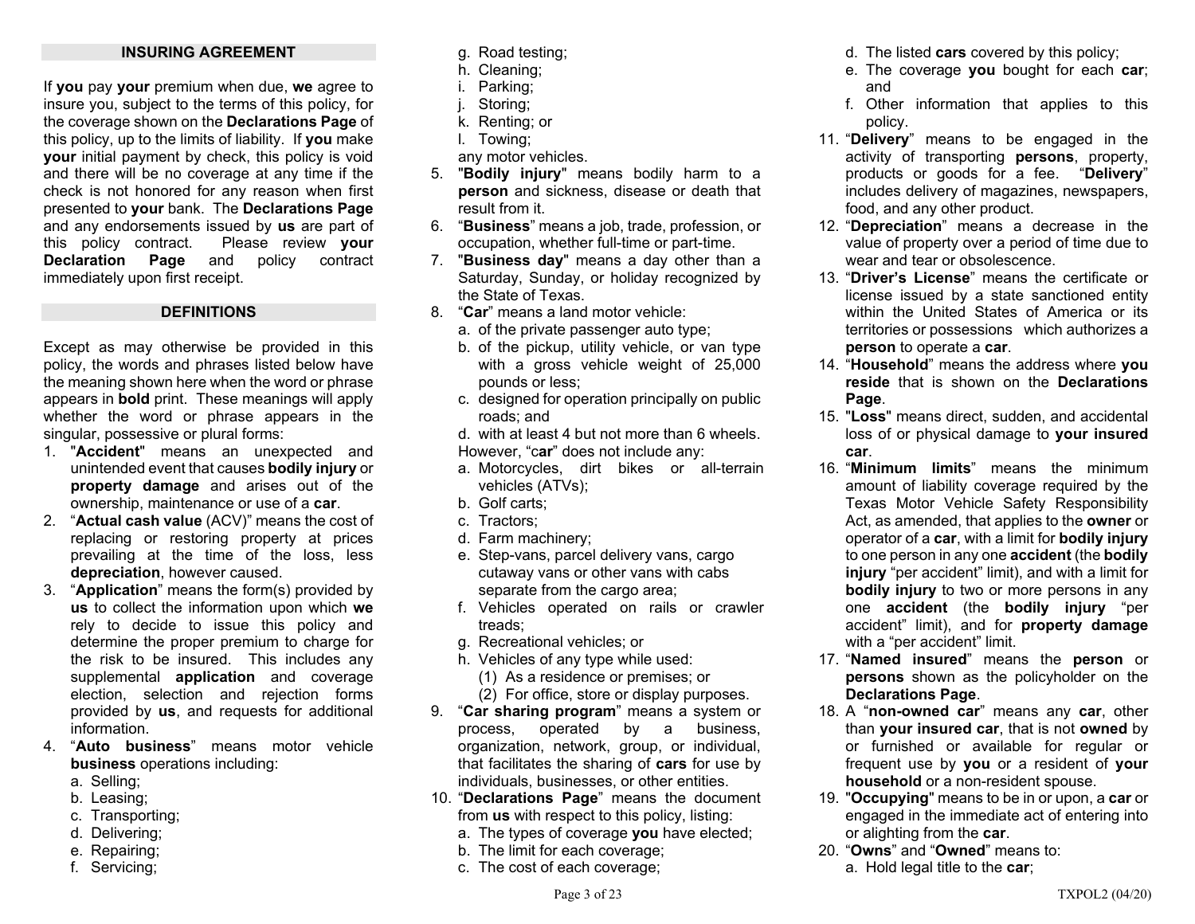## INSURING AGREEMENT

If **you** pay **your** premium when due, **we** agree to insure you, subject to the terms of this policy, for the coverage shown on the **Declarations Page** of this policy, up to the limits of liability. If **you** make **your** initial payment by check, this policy is void and there will be no coverage at any time if the check is not honored for any reason when first presented to **your** bank. The **Declarations Page** and any endorsements issued by **us** are part of this policy contract. Please review **your Declaration Page** and policy contract immediately upon first receipt.

## DEFINITIONS

Except as may otherwise be provided in this policy, the words and phrases listed below have the meaning shown here when the word or phrase appears in **bold** print. These meanings will apply whether the word or phrase appears in the singular, possessive or plural forms:

1. "**Accident**" means an unexpected and unintended event that causes **bodily injury** or **property damage** and arises out of the ownership, maintenance or use of a **car**.
2. "**Actual cash value** (ACV)" means the cost of replacing or restoring property at prices prevailing at the time of the loss, less **depreciation**, however caused.
3. "**Application**" means the form(s) provided by **us** to collect the information upon which **we** rely to decide to issue this policy and determine the proper premium to charge for the risk to be insured. This includes any supplemental **application** and coverage election, selection and rejection forms provided by **us**, and requests for additional information.
4. "**Auto business**" means motor vehicle **business** operations including:
   a. Selling;
   b. Leasing;
   c. Transporting;
   d. Delivering;
   e. Repairing;
   f. Servicing;
   g. Road testing;
   h. Cleaning;
   i. Parking;
   j. Storing;
   k. Renting; or
   l. Towing;

   any motor vehicles.
5. "**Bodily injury**" means bodily harm to a **person** and sickness, disease or death that result from it.
6. "**Business**" means a job, trade, profession, or occupation, whether full-time or part-time.
7. "**Business day**" means a day other than a Saturday, Sunday, or holiday recognized by the State of Texas.
8. "**Car**" means a land motor vehicle:
   a. of the private passenger auto type;
   b. of the pickup, utility vehicle, or van type with a gross vehicle weight of 25,000 pounds or less;
   c. designed for operation principally on public roads; and
   d. with at least 4 but not more than 6 wheels.

   However, "**car**" does not include any:
   a. Motorcycles, dirt bikes or all-terrain vehicles (ATVs);
   b. Golf carts;
   c. Tractors;
   d. Farm machinery;
   e. Step-vans, parcel delivery vans, cargo cutaway vans or other vans with cabs separate from the cargo area;
   f. Vehicles operated on rails or crawler treads;
   g. Recreational vehicles; or
   h. Vehicles of any type while used:
      (1) As a residence or premises; or
      (2) For office, store or display purposes.
9. "**Car sharing program**" means a system or process, operated by a business, organization, network, group, or individual, that facilitates the sharing of **cars** for use by individuals, businesses, or other entities.
10. "**Declarations Page**" means the document from **us** with respect to this policy, listing:
    a. The types of coverage **you** have elected;
    b. The limit for each coverage;
    c. The cost of each coverage;
    d. The listed **cars** covered by this policy;
    e. The coverage **you** bought for each **car**; and
    f. Other information that applies to this policy.
11. "**Delivery**" means to be engaged in the activity of transporting **persons**, property, products or goods for a fee. "**Delivery**" includes delivery of magazines, newspapers, food, and any other product.
12. "**Depreciation**" means a decrease in the value of property over a period of time due to wear and tear or obsolescence.
13. "**Driver's License**" means the certificate or license issued by a state sanctioned entity within the United States of America or its territories or possessions which authorizes a **person** to operate a **car**.
14. "**Household**" means the address where **you reside** that is shown on the **Declarations Page**.
15. "**Loss**" means direct, sudden, and accidental loss of or physical damage to **your insured car**.
16. "**Minimum limits**" means the minimum amount of liability coverage required by the Texas Motor Vehicle Safety Responsibility Act, as amended, that applies to the **owner** or operator of a **car**, with a limit for **bodily injury** to one person in any one **accident** (the **bodily injury** "per accident" limit), and with a limit for **bodily injury** to two or more persons in any one **accident** (the **bodily injury** "per accident" limit), and for **property damage** with a "per accident" limit.
17. "**Named insured**" means the **person** or **persons** shown as the policyholder on the **Declarations Page**.
18. A "**non-owned car**" means any **car**, other than **your insured car**, that is not **owned** by or furnished or available for regular or frequent use by **you** or a resident of **your household** or a non-resident spouse.
19. "**Occupying**" means to be in or upon, a **car** or engaged in the immediate act of entering into or alighting from the **car**.
20. "**Owns**" and "**Owned**" means to:
    a. Hold legal title to the **car**;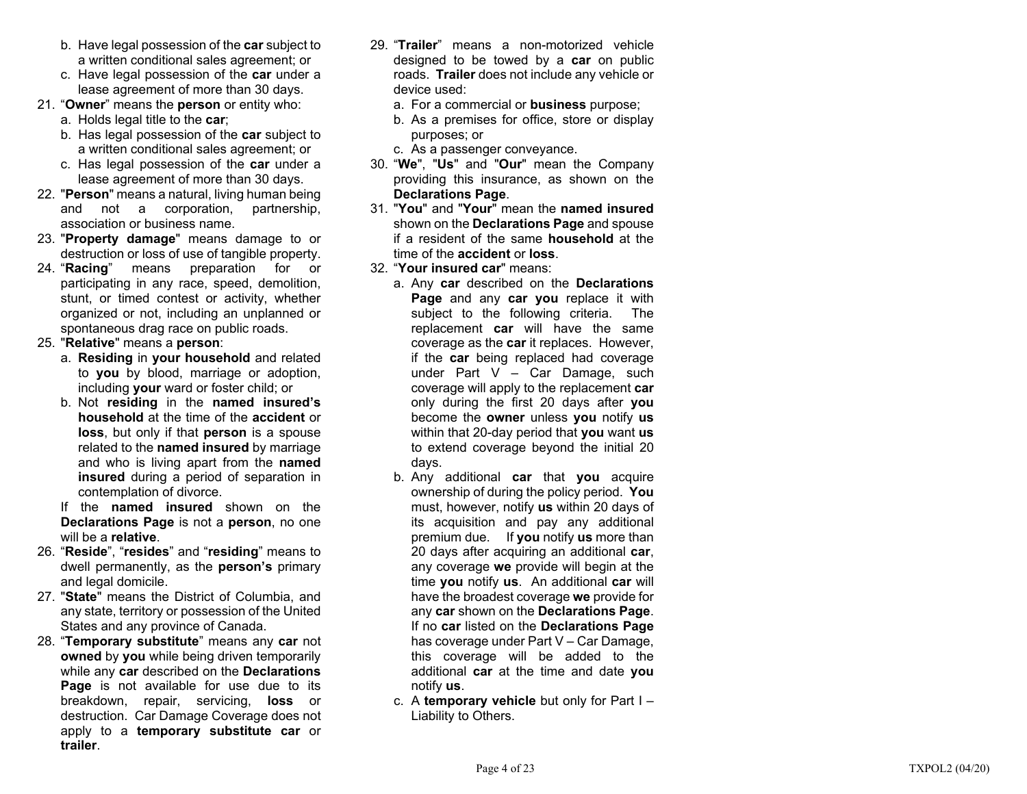b. Have legal possession of the **car** subject to a written conditional sales agreement; or

c. Have legal possession of the **car** under a lease agreement of more than 30 days.

21. "**Owner**" means the **person** or entity who:
    a. Holds legal title to the **car**;
    b. Has legal possession of the **car** subject to a written conditional sales agreement; or
    c. Has legal possession of the **car** under a lease agreement of more than 30 days.
22. "**Person**" means a natural, living human being and not a corporation, partnership, association or business name.
23. "**Property damage**" means damage to or destruction or loss of use of tangible property.
24. "**Racing**" means preparation for or participating in any race, speed, demolition, stunt, or timed contest or activity, whether organized or not, including an unplanned or spontaneous drag race on public roads.
25. "**Relative**" means a **person**:
    a. **Residing** in **your household** and related to **you** by blood, marriage or adoption, including **your** ward or foster child; or
    b. Not **residing** in the **named insured's household** at the time of the **accident** or **loss**, but only if that **person** is a spouse related to the **named insured** by marriage and who is living apart from the **named insured** during a period of separation in contemplation of divorce.

    If the **named insured** shown on the **Declarations Page** is not a **person**, no one will be a **relative**.
26. "**Reside**", "**resides**" and "**residing**" means to dwell permanently, as the **person's** primary and legal domicile.
27. "**State**" means the District of Columbia, and any state, territory or possession of the United States and any province of Canada.
28. "**Temporary substitute**" means any **car** not **owned** by **you** while being driven temporarily while any **car** described on the **Declarations Page** is not available for use due to its breakdown, repair, servicing, **loss** or destruction. Car Damage Coverage does not apply to a **temporary substitute car** or **trailer**.
29. "**Trailer**" means a non-motorized vehicle designed to be towed by a **car** on public roads. **Trailer** does not include any vehicle or device used:
    a. For a commercial or **business** purpose;
    b. As a premises for office, store or display purposes; or
    c. As a passenger conveyance.
30. "**We**", "**Us**" and "**Our**" mean the Company providing this insurance, as shown on the **Declarations Page**.
31. "**You**" and "**Your**" mean the **named insured** shown on the **Declarations Page** and spouse if a resident of the same **household** at the time of the **accident** or **loss**.
32. "**Your insured car**" means:
    a. Any **car** described on the **Declarations Page** and any **car you** replace it with subject to the following criteria. The replacement **car** will have the same coverage as the **car** it replaces. However, if the **car** being replaced had coverage under Part V – Car Damage, such coverage will apply to the replacement **car** only during the first 20 days after **you** become the **owner** unless **you** notify **us** within that 20-day period that **you** want **us** to extend coverage beyond the initial 20 days.
    b. Any additional **car** that **you** acquire ownership of during the policy period. **You** must, however, notify **us** within 20 days of its acquisition and pay any additional premium due. If **you** notify **us** more than 20 days after acquiring an additional **car**, any coverage **we** provide will begin at the time **you** notify **us**. An additional **car** will have the broadest coverage **we** provide for any **car** shown on the **Declarations Page**. If no **car** listed on the **Declarations Page** has coverage under Part V – Car Damage, this coverage will be added to the additional **car** at the time and date **you** notify **us**.
    c. A **temporary vehicle** but only for Part I – Liability to Others.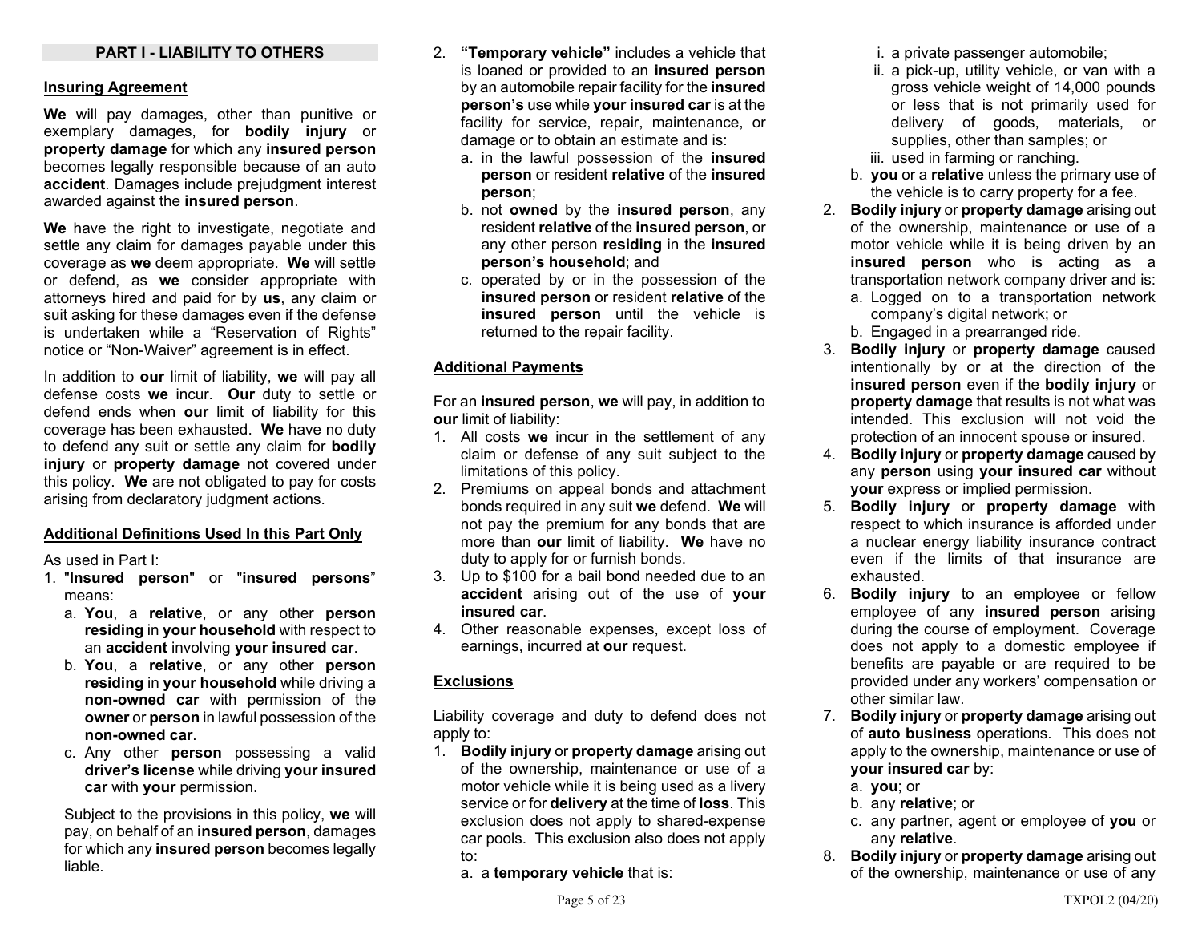## PART I - LIABILITY TO OTHERS

**Insuring Agreement**

**We** will pay damages, other than punitive or exemplary damages, for **bodily injury** or **property damage** for which any **insured person** becomes legally responsible because of an auto **accident**. Damages include prejudgment interest awarded against the **insured person**.

**We** have the right to investigate, negotiate and settle any claim for damages payable under this coverage as **we** deem appropriate. **We** will settle or defend, as **we** consider appropriate with attorneys hired and paid for by **us**, any claim or suit asking for these damages even if the defense is undertaken while a "Reservation of Rights" notice or "Non-Waiver" agreement is in effect.

In addition to **our** limit of liability, **we** will pay all defense costs **we** incur. **Our** duty to settle or defend ends when **our** limit of liability for this coverage has been exhausted. **We** have no duty to defend any suit or settle any claim for **bodily injury** or **property damage** not covered under this policy. **We** are not obligated to pay for costs arising from declaratory judgment actions.

**Additional Definitions Used In this Part Only**

As used in Part I:

1. "**Insured person**" or "**insured persons**" means:
   a. **You**, a **relative**, or any other **person residing** in **your household** with respect to an **accident** involving **your insured car**.
   b. **You**, a **relative**, or any other **person residing** in **your household** while driving a **non-owned car** with permission of the **owner** or **person** in lawful possession of the **non-owned car**.
   c. Any other **person** possessing a valid **driver's license** while driving **your insured car** with **your** permission.

   Subject to the provisions in this policy, **we** will pay, on behalf of an **insured person**, damages for which any **insured person** becomes legally liable.

2. **"Temporary vehicle"** includes a vehicle that is loaned or provided to an **insured person** by an automobile repair facility for the **insured person's** use while **your insured car** is at the facility for service, repair, maintenance, or damage or to obtain an estimate and is:
   a. in the lawful possession of the **insured person** or resident **relative** of the **insured person**;
   b. not **owned** by the **insured person**, any resident **relative** of the **insured person**, or any other person **residing** in the **insured person's household**; and
   c. operated by or in the possession of the **insured person** or resident **relative** of the **insured person** until the vehicle is returned to the repair facility.

**Additional Payments**

For an **insured person**, **we** will pay, in addition to **our** limit of liability:

1. All costs **we** incur in the settlement of any claim or defense of any suit subject to the limitations of this policy.
2. Premiums on appeal bonds and attachment bonds required in any suit **we** defend. **We** will not pay the premium for any bonds that are more than **our** limit of liability. **We** have no duty to apply for or furnish bonds.
3. Up to $100 for a bail bond needed due to an **accident** arising out of the use of **your insured car**.
4. Other reasonable expenses, except loss of earnings, incurred at **our** request.

**Exclusions**

Liability coverage and duty to defend does not apply to:

1. **Bodily injury** or **property damage** arising out of the ownership, maintenance or use of a motor vehicle while it is being used as a livery service or for **delivery** at the time of **loss**. This exclusion does not apply to shared-expense car pools. This exclusion also does not apply to:
   a. a **temporary vehicle** that is:
      i. a private passenger automobile;
      ii. a pick-up, utility vehicle, or van with a gross vehicle weight of 14,000 pounds or less that is not primarily used for delivery of goods, materials, or supplies, other than samples; or
      iii. used in farming or ranching.
   b. **you** or a **relative** unless the primary use of the vehicle is to carry property for a fee.
2. **Bodily injury** or **property damage** arising out of the ownership, maintenance or use of a motor vehicle while it is being driven by an **insured person** who is acting as a transportation network company driver and is:
   a. Logged on to a transportation network company's digital network; or
   b. Engaged in a prearranged ride.
3. **Bodily injury** or **property damage** caused intentionally by or at the direction of the **insured person** even if the **bodily injury** or **property damage** that results is not what was intended. This exclusion will not void the protection of an innocent spouse or insured.
4. **Bodily injury** or **property damage** caused by any **person** using **your insured car** without **your** express or implied permission.
5. **Bodily injury** or **property damage** with respect to which insurance is afforded under a nuclear energy liability insurance contract even if the limits of that insurance are exhausted.
6. **Bodily injury** to an employee or fellow employee of any **insured person** arising during the course of employment. Coverage does not apply to a domestic employee if benefits are payable or are required to be provided under any workers' compensation or other similar law.
7. **Bodily injury** or **property damage** arising out of **auto business** operations. This does not apply to the ownership, maintenance or use of **your insured car** by:
   a. **you**; or
   b. any **relative**; or
   c. any partner, agent or employee of **you** or any **relative**.
8. **Bodily injury** or **property damage** arising out of the ownership, maintenance or use of any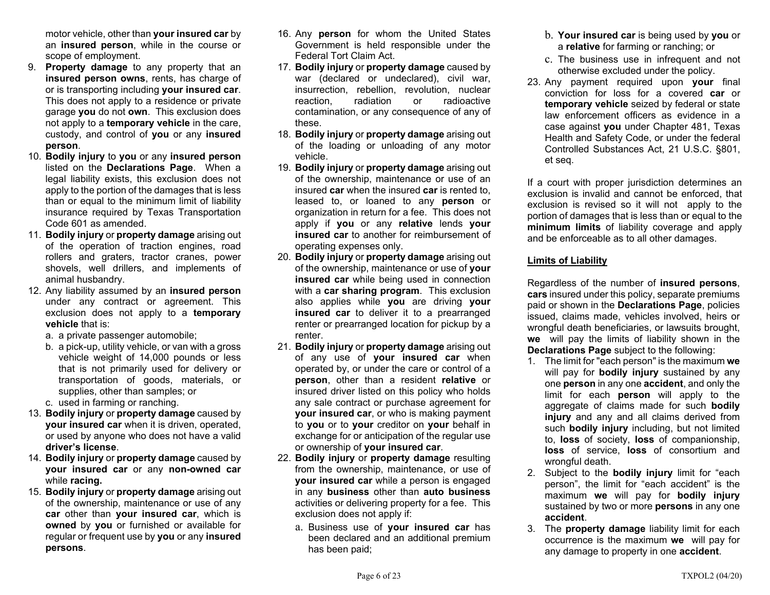motor vehicle, other than **your insured car** by an **insured person**, while in the course or scope of employment.

9. **Property damage** to any property that an **insured person owns**, rents, has charge of or is transporting including **your insured car**. This does not apply to a residence or private garage **you** do not **own**. This exclusion does not apply to a **temporary vehicle** in the care, custody, and control of **you** or any **insured person**.
10. **Bodily injury** to **you** or any **insured person** listed on the **Declarations Page**. When a legal liability exists, this exclusion does not apply to the portion of the damages that is less than or equal to the minimum limit of liability insurance required by Texas Transportation Code 601 as amended.
11. **Bodily injury** or **property damage** arising out of the operation of traction engines, road rollers and graters, tractor cranes, power shovels, well drillers, and implements of animal husbandry.
12. Any liability assumed by an **insured person** under any contract or agreement. This exclusion does not apply to a **temporary vehicle** that is:
    a. a private passenger automobile;
    b. a pick-up, utility vehicle, or van with a gross vehicle weight of 14,000 pounds or less that is not primarily used for delivery or transportation of goods, materials, or supplies, other than samples; or
    c. used in farming or ranching.
13. **Bodily injury** or **property damage** caused by **your insured car** when it is driven, operated, or used by anyone who does not have a valid **driver's license**.
14. **Bodily injury** or **property damage** caused by **your insured car** or any **non-owned car** while **racing.**
15. **Bodily injury** or **property damage** arising out of the ownership, maintenance or use of any **car** other than **your insured car**, which is **owned** by **you** or furnished or available for regular or frequent use by **you** or any **insured persons**.
16. Any **person** for whom the United States Government is held responsible under the Federal Tort Claim Act.
17. **Bodily injury** or **property damage** caused by war (declared or undeclared), civil war, insurrection, rebellion, revolution, nuclear reaction, radiation or radioactive contamination, or any consequence of any of these.
18. **Bodily injury** or **property damage** arising out of the loading or unloading of any motor vehicle.
19. **Bodily injury** or **property damage** arising out of the ownership, maintenance or use of an insured **car** when the insured **car** is rented to, leased to, or loaned to any **person** or organization in return for a fee. This does not apply if **you** or any **relative** lends **your insured car** to another for reimbursement of operating expenses only.
20. **Bodily injury** or **property damage** arising out of the ownership, maintenance or use of **your insured car** while being used in connection with a **car sharing program**. This exclusion also applies while **you** are driving **your insured car** to deliver it to a prearranged renter or prearranged location for pickup by a renter.
21. **Bodily injury** or **property damage** arising out of any use of **your insured car** when operated by, or under the care or control of a **person**, other than a resident **relative** or insured driver listed on this policy who holds any sale contract or purchase agreement for **your insured car**, or who is making payment to **you** or to **your** creditor on **your** behalf in exchange for or anticipation of the regular use or ownership of **your insured car**.
22. **Bodily injury** or **property damage** resulting from the ownership, maintenance, or use of **your insured car** while a person is engaged in any **business** other than **auto business** activities or delivering property for a fee. This exclusion does not apply if:
    a. Business use of **your insured car** has been declared and an additional premium has been paid;
    b. **Your insured car** is being used by **you** or a **relative** for farming or ranching; or
    c. The business use in infrequent and not otherwise excluded under the policy.
23. Any payment required upon **your** final conviction for loss for a covered **car** or **temporary vehicle** seized by federal or state law enforcement officers as evidence in a case against **you** under Chapter 481, Texas Health and Safety Code, or under the federal Controlled Substances Act, 21 U.S.C. §801, et seq.

If a court with proper jurisdiction determines an exclusion is invalid and cannot be enforced, that exclusion is revised so it will not apply to the portion of damages that is less than or equal to the **minimum limits** of liability coverage and apply and be enforceable as to all other damages.

## Limits of Liability

Regardless of the number of **insured persons**, **cars** insured under this policy, separate premiums paid or shown in the **Declarations Page**, policies issued, claims made, vehicles involved, heirs or wrongful death beneficiaries, or lawsuits brought, **we** will pay the limits of liability shown in the **Declarations Page** subject to the following:

1. The limit for "each person" is the maximum **we** will pay for **bodily injury** sustained by any one **person** in any one **accident**, and only the limit for each **person** will apply to the aggregate of claims made for such **bodily injury** and any and all claims derived from such **bodily injury** including, but not limited to, **loss** of society, **loss** of companionship, **loss** of service, **loss** of consortium and wrongful death.
2. Subject to the **bodily injury** limit for "each person", the limit for "each accident" is the maximum **we** will pay for **bodily injury** sustained by two or more **persons** in any one **accident**.
3. The **property damage** liability limit for each occurrence is the maximum **we** will pay for any damage to property in one **accident**.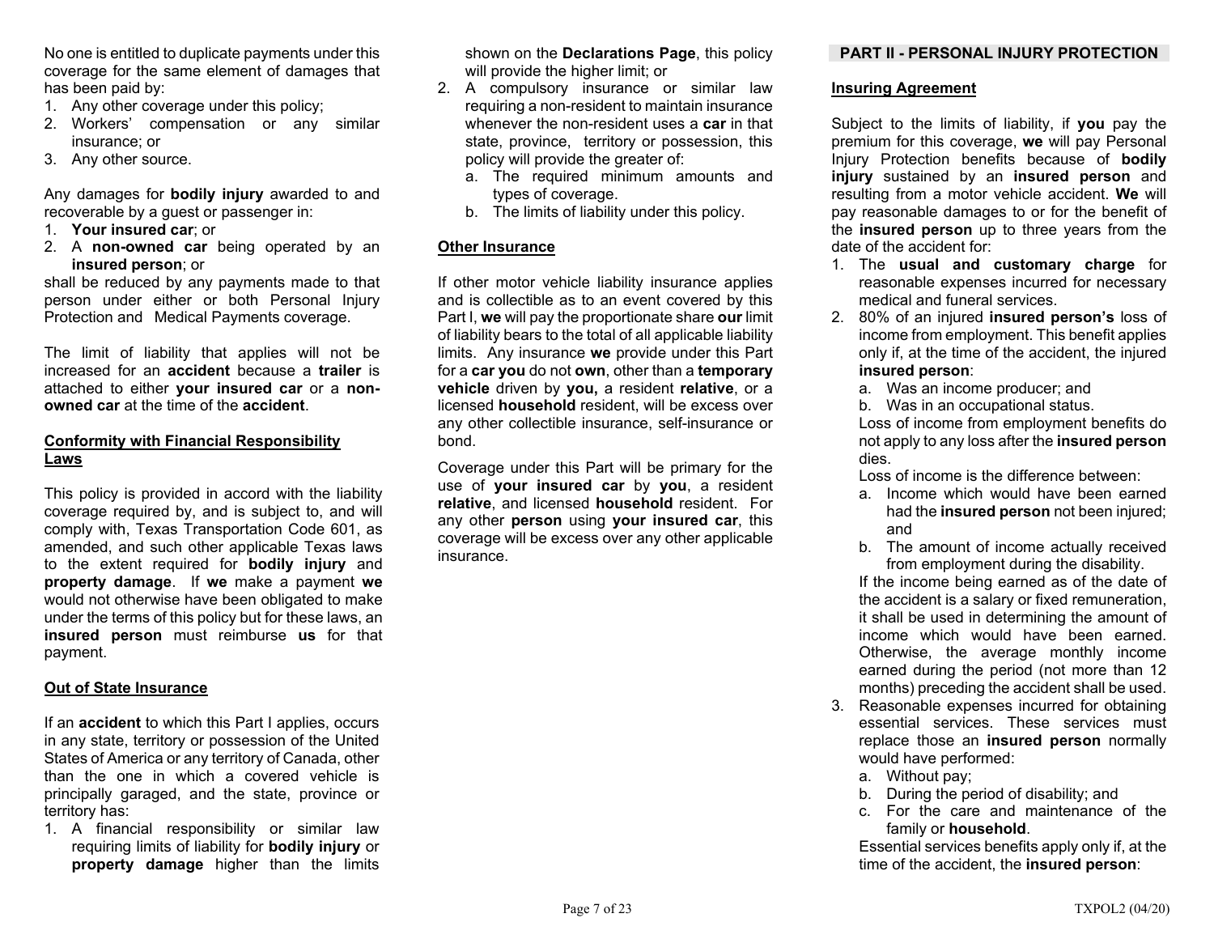No one is entitled to duplicate payments under this coverage for the same element of damages that has been paid by:

1. Any other coverage under this policy;
2. Workers' compensation or any similar insurance; or
3. Any other source.

Any damages for **bodily injury** awarded to and recoverable by a guest or passenger in:

1. **Your insured car**; or
2. A **non-owned car** being operated by an **insured person**; or

shall be reduced by any payments made to that person under either or both Personal Injury Protection and Medical Payments coverage.

The limit of liability that applies will not be increased for an **accident** because a **trailer** is attached to either **your insured car** or a **non-owned car** at the time of the **accident**.

## Conformity with Financial Responsibility Laws

This policy is provided in accord with the liability coverage required by, and is subject to, and will comply with, Texas Transportation Code 601, as amended, and such other applicable Texas laws to the extent required for **bodily injury** and **property damage**. If **we** make a payment **we** would not otherwise have been obligated to make under the terms of this policy but for these laws, an **insured person** must reimburse **us** for that payment.

## Out of State Insurance

If an **accident** to which this Part I applies, occurs in any state, territory or possession of the United States of America or any territory of Canada, other than the one in which a covered vehicle is principally garaged, and the state, province or territory has:

1. A financial responsibility or similar law requiring limits of liability for **bodily injury** or **property damage** higher than the limits shown on the **Declarations Page**, this policy will provide the higher limit; or
2. A compulsory insurance or similar law requiring a non-resident to maintain insurance whenever the non-resident uses a **car** in that state, province, territory or possession, this policy will provide the greater of:
   a. The required minimum amounts and types of coverage.
   b. The limits of liability under this policy.

## Other Insurance

If other motor vehicle liability insurance applies and is collectible as to an event covered by this Part I, **we** will pay the proportionate share **our** limit of liability bears to the total of all applicable liability limits. Any insurance **we** provide under this Part for a **car you** do not **own**, other than a **temporary vehicle** driven by **you,** a resident **relative**, or a licensed **household** resident, will be excess over any other collectible insurance, self-insurance or bond.

Coverage under this Part will be primary for the use of **your insured car** by **you**, a resident **relative**, and licensed **household** resident. For any other **person** using **your insured car**, this coverage will be excess over any other applicable insurance.

# PART II - PERSONAL INJURY PROTECTION

## Insuring Agreement

Subject to the limits of liability, if **you** pay the premium for this coverage, **we** will pay Personal Injury Protection benefits because of **bodily injury** sustained by an **insured person** and resulting from a motor vehicle accident. **We** will pay reasonable damages to or for the benefit of the **insured person** up to three years from the date of the accident for:

1. The **usual and customary charge** for reasonable expenses incurred for necessary medical and funeral services.
2. 80% of an injured **insured person's** loss of income from employment. This benefit applies only if, at the time of the accident, the injured **insured person**:
   a. Was an income producer; and
   b. Was in an occupational status.

   Loss of income from employment benefits do not apply to any loss after the **insured person** dies.

   Loss of income is the difference between:
   a. Income which would have been earned had the **insured person** not been injured; and
   b. The amount of income actually received from employment during the disability.

   If the income being earned as of the date of the accident is a salary or fixed remuneration, it shall be used in determining the amount of income which would have been earned. Otherwise, the average monthly income earned during the period (not more than 12 months) preceding the accident shall be used.
3. Reasonable expenses incurred for obtaining essential services. These services must replace those an **insured person** normally would have performed:
   a. Without pay;
   b. During the period of disability; and
   c. For the care and maintenance of the family or **household**.

   Essential services benefits apply only if, at the time of the accident, the **insured person**: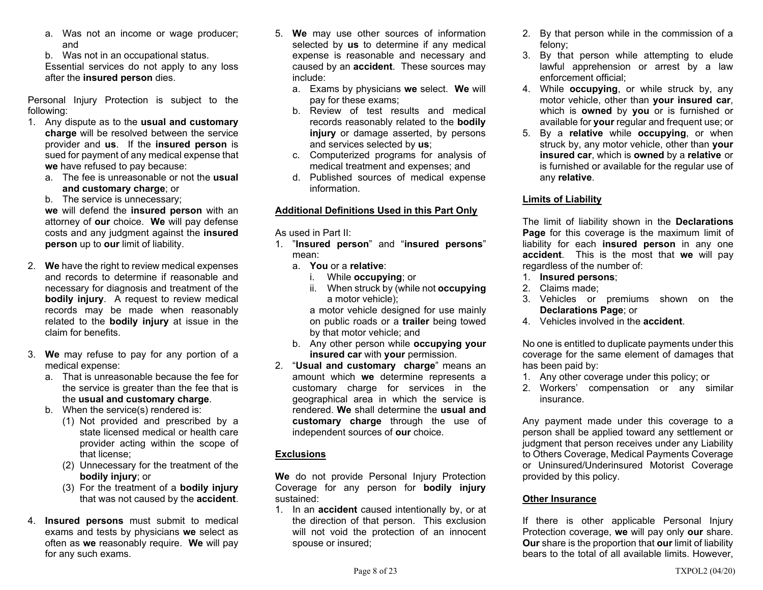a. Was not an income or wage producer; and
b. Was not in an occupational status.

Essential services do not apply to any loss after the **insured person** dies.

Personal Injury Protection is subject to the following:

1. Any dispute as to the **usual and customary charge** will be resolved between the service provider and **us**. If the **insured person** is sued for payment of any medical expense that **we** have refused to pay because:
   a. The fee is unreasonable or not the **usual and customary charge**; or
   b. The service is unnecessary;

   **we** will defend the **insured person** with an attorney of **our** choice. **We** will pay defense costs and any judgment against the **insured person** up to **our** limit of liability.

2. **We** have the right to review medical expenses and records to determine if reasonable and necessary for diagnosis and treatment of the **bodily injury**. A request to review medical records may be made when reasonably related to the **bodily injury** at issue in the claim for benefits.

3. **We** may refuse to pay for any portion of a medical expense:
   a. That is unreasonable because the fee for the service is greater than the fee that is the **usual and customary charge**.
   b. When the service(s) rendered is:
      (1) Not provided and prescribed by a state licensed medical or health care provider acting within the scope of that license;
      (2) Unnecessary for the treatment of the **bodily injury**; or
      (3) For the treatment of a **bodily injury** that was not caused by the **accident**.

4. **Insured persons** must submit to medical exams and tests by physicians **we** select as often as **we** reasonably require. **We** will pay for any such exams.

5. **We** may use other sources of information selected by **us** to determine if any medical expense is reasonable and necessary and caused by an **accident**. These sources may include:
   a. Exams by physicians **we** select. **We** will pay for these exams;
   b. Review of test results and medical records reasonably related to the **bodily injury** or damage asserted, by persons and services selected by **us**;
   c. Computerized programs for analysis of medical treatment and expenses; and
   d. Published sources of medical expense information.

## Additional Definitions Used in this Part Only

As used in Part II:

1. "**Insured person**" and "**insured persons**" mean:
   a. **You** or a **relative**:
      i. While **occupying**; or
      ii. When struck by (while not **occupying** a motor vehicle);

      a motor vehicle designed for use mainly on public roads or a **trailer** being towed by that motor vehicle; and
   b. Any other person while **occupying your insured car** with **your** permission.
2. "**Usual and customary charge**" means an amount which **we** determine represents a customary charge for services in the geographical area in which the service is rendered. **We** shall determine the **usual and customary charge** through the use of independent sources of **our** choice.

## Exclusions

**We** do not provide Personal Injury Protection Coverage for any person for **bodily injury** sustained:

1. In an **accident** caused intentionally by, or at the direction of that person. This exclusion will not void the protection of an innocent spouse or insured;
2. By that person while in the commission of a felony;
3. By that person while attempting to elude lawful apprehension or arrest by a law enforcement official;
4. While **occupying**, or while struck by, any motor vehicle, other than **your insured car**, which is **owned** by **you** or is furnished or available for **your** regular and frequent use; or
5. By a **relative** while **occupying**, or when struck by, any motor vehicle, other than **your insured car**, which is **owned** by a **relative** or is furnished or available for the regular use of any **relative**.

## Limits of Liability

The limit of liability shown in the **Declarations Page** for this coverage is the maximum limit of liability for each **insured person** in any one **accident**. This is the most that **we** will pay regardless of the number of:

1. **Insured persons**;
2. Claims made;
3. Vehicles or premiums shown on the **Declarations Page**; or
4. Vehicles involved in the **accident**.

No one is entitled to duplicate payments under this coverage for the same element of damages that has been paid by:

1. Any other coverage under this policy; or
2. Workers' compensation or any similar insurance.

Any payment made under this coverage to a person shall be applied toward any settlement or judgment that person receives under any Liability to Others Coverage, Medical Payments Coverage or Uninsured/Underinsured Motorist Coverage provided by this policy.

## Other Insurance

If there is other applicable Personal Injury Protection coverage, **we** will pay only **our** share. **Our** share is the proportion that **our** limit of liability bears to the total of all available limits. However,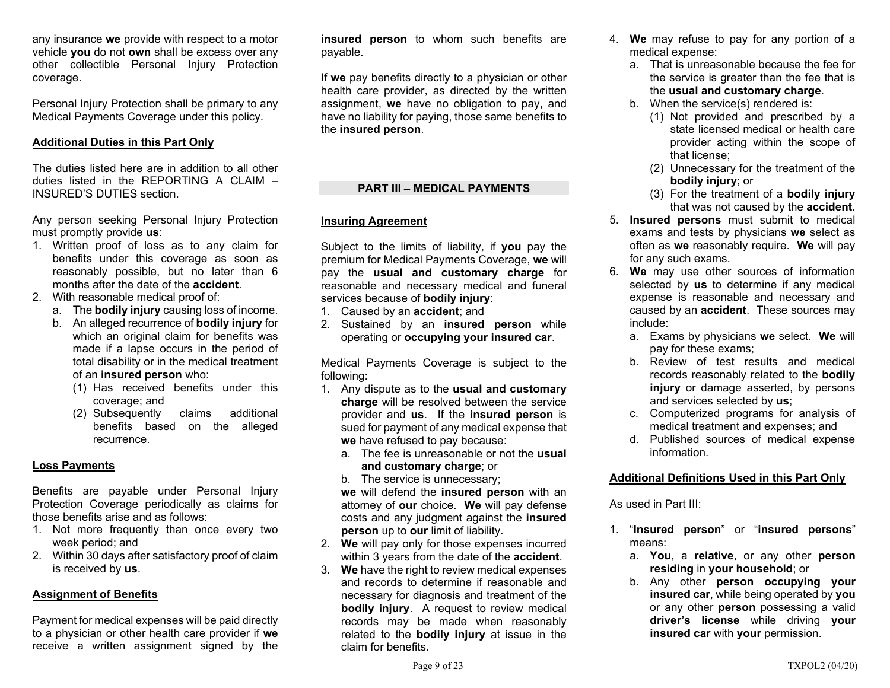any insurance **we** provide with respect to a motor vehicle **you** do not **own** shall be excess over any other collectible Personal Injury Protection coverage.

Personal Injury Protection shall be primary to any Medical Payments Coverage under this policy.

**Additional Duties in this Part Only**

The duties listed here are in addition to all other duties listed in the REPORTING A CLAIM – INSURED'S DUTIES section.

Any person seeking Personal Injury Protection must promptly provide **us**:

1. Written proof of loss as to any claim for benefits under this coverage as soon as reasonably possible, but no later than 6 months after the date of the **accident**.
2. With reasonable medical proof of:
   a. The **bodily injury** causing loss of income.
   b. An alleged recurrence of **bodily injury** for which an original claim for benefits was made if a lapse occurs in the period of total disability or in the medical treatment of an **insured person** who:
      (1) Has received benefits under this coverage; and
      (2) Subsequently claims additional benefits based on the alleged recurrence.

**Loss Payments**

Benefits are payable under Personal Injury Protection Coverage periodically as claims for those benefits arise and as follows:

1. Not more frequently than once every two week period; and
2. Within 30 days after satisfactory proof of claim is received by **us**.

**Assignment of Benefits**

Payment for medical expenses will be paid directly to a physician or other health care provider if **we** receive a written assignment signed by the **insured person** to whom such benefits are payable.

If **we** pay benefits directly to a physician or other health care provider, as directed by the written assignment, **we** have no obligation to pay, and have no liability for paying, those same benefits to the **insured person**.

## PART III – MEDICAL PAYMENTS

**Insuring Agreement**

Subject to the limits of liability, if **you** pay the premium for Medical Payments Coverage, **we** will pay the **usual and customary charge** for reasonable and necessary medical and funeral services because of **bodily injury**:

1. Caused by an **accident**; and
2. Sustained by an **insured person** while operating or **occupying your insured car**.

Medical Payments Coverage is subject to the following:

1. Any dispute as to the **usual and customary charge** will be resolved between the service provider and **us**. If the **insured person** is sued for payment of any medical expense that **we** have refused to pay because:
   a. The fee is unreasonable or not the **usual and customary charge**; or
   b. The service is unnecessary;

   **we** will defend the **insured person** with an attorney of **our** choice. **We** will pay defense costs and any judgment against the **insured person** up to **our** limit of liability.
2. **We** will pay only for those expenses incurred within 3 years from the date of the **accident**.
3. **We** have the right to review medical expenses and records to determine if reasonable and necessary for diagnosis and treatment of the **bodily injury**. A request to review medical records may be made when reasonably related to the **bodily injury** at issue in the claim for benefits.
4. **We** may refuse to pay for any portion of a medical expense:
   a. That is unreasonable because the fee for the service is greater than the fee that is the **usual and customary charge**.
   b. When the service(s) rendered is:
      (1) Not provided and prescribed by a state licensed medical or health care provider acting within the scope of that license;
      (2) Unnecessary for the treatment of the **bodily injury**; or
      (3) For the treatment of a **bodily injury** that was not caused by the **accident**.
5. **Insured persons** must submit to medical exams and tests by physicians **we** select as often as **we** reasonably require. **We** will pay for any such exams.
6. **We** may use other sources of information selected by **us** to determine if any medical expense is reasonable and necessary and caused by an **accident**. These sources may include:
   a. Exams by physicians **we** select. **We** will pay for these exams;
   b. Review of test results and medical records reasonably related to the **bodily injury** or damage asserted, by persons and services selected by **us**;
   c. Computerized programs for analysis of medical treatment and expenses; and
   d. Published sources of medical expense information.

**Additional Definitions Used in this Part Only**

As used in Part III:

1. "**Insured person**" or "**insured persons**" means:
   a. **You**, a **relative**, or any other **person residing** in **your household**; or
   b. Any other **person occupying your insured car**, while being operated by **you** or any other **person** possessing a valid **driver's license** while driving **your insured car** with **your** permission.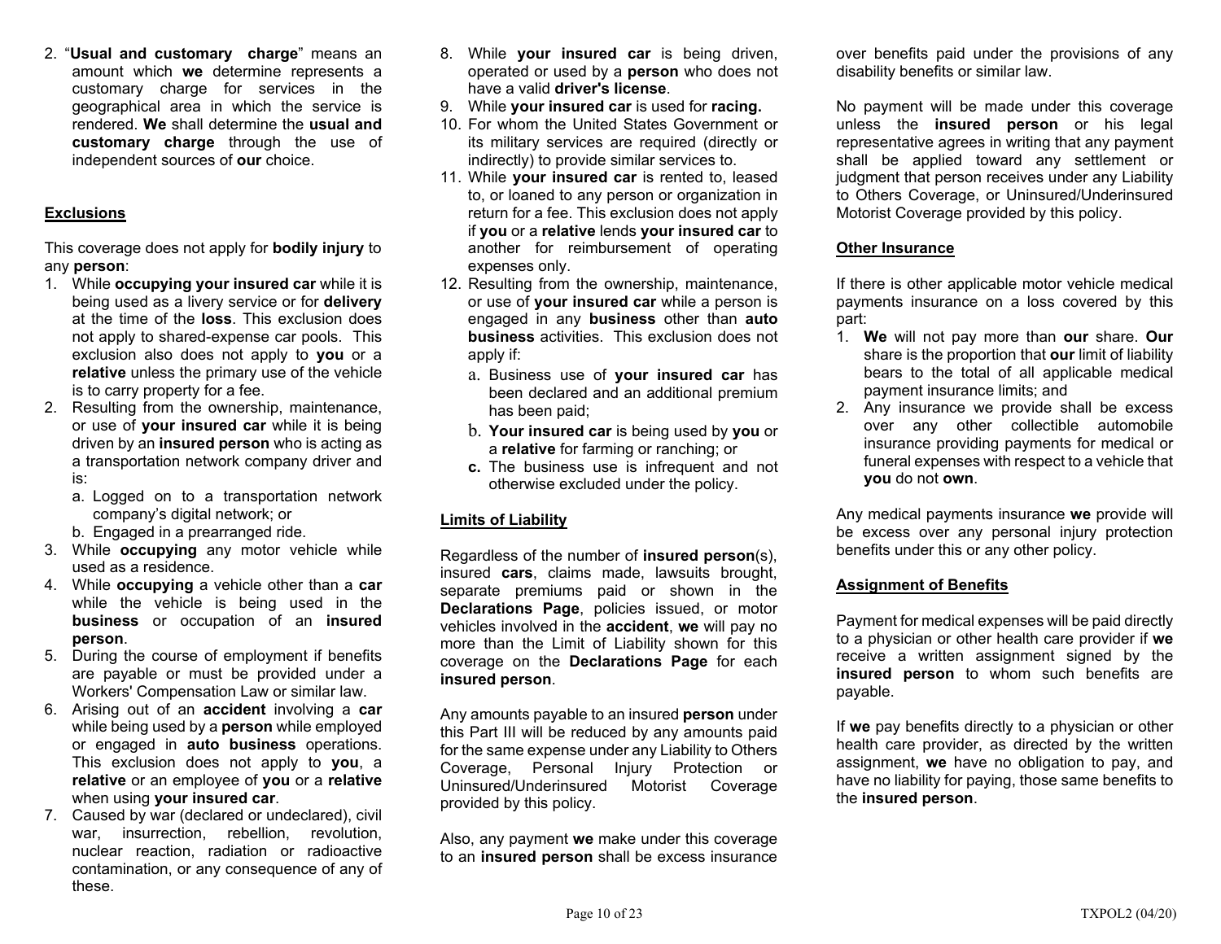2. "**Usual and customary charge**" means an amount which **we** determine represents a customary charge for services in the geographical area in which the service is rendered. **We** shall determine the **usual and customary charge** through the use of independent sources of **our** choice.

## Exclusions

This coverage does not apply for **bodily injury** to any **person**:

1. While **occupying your insured car** while it is being used as a livery service or for **delivery** at the time of the **loss**. This exclusion does not apply to shared-expense car pools. This exclusion also does not apply to **you** or a **relative** unless the primary use of the vehicle is to carry property for a fee.
2. Resulting from the ownership, maintenance, or use of **your insured car** while it is being driven by an **insured person** who is acting as a transportation network company driver and is:
   a. Logged on to a transportation network company's digital network; or
   b. Engaged in a prearranged ride.
3. While **occupying** any motor vehicle while used as a residence.
4. While **occupying** a vehicle other than a **car** while the vehicle is being used in the **business** or occupation of an **insured person**.
5. During the course of employment if benefits are payable or must be provided under a Workers' Compensation Law or similar law.
6. Arising out of an **accident** involving a **car** while being used by a **person** while employed or engaged in **auto business** operations. This exclusion does not apply to **you**, a **relative** or an employee of **you** or a **relative** when using **your insured car**.
7. Caused by war (declared or undeclared), civil war, insurrection, rebellion, revolution, nuclear reaction, radiation or radioactive contamination, or any consequence of any of these.
8. While **your insured car** is being driven, operated or used by a **person** who does not have a valid **driver's license**.
9. While **your insured car** is used for **racing.**
10. For whom the United States Government or its military services are required (directly or indirectly) to provide similar services to.
11. While **your insured car** is rented to, leased to, or loaned to any person or organization in return for a fee. This exclusion does not apply if **you** or a **relative** lends **your insured car** to another for reimbursement of operating expenses only.
12. Resulting from the ownership, maintenance, or use of **your insured car** while a person is engaged in any **business** other than **auto business** activities. This exclusion does not apply if:
    a. Business use of **your insured car** has been declared and an additional premium has been paid;
    b. **Your insured car** is being used by **you** or a **relative** for farming or ranching; or
    **c.** The business use is infrequent and not otherwise excluded under the policy.

## Limits of Liability

Regardless of the number of **insured person**(s), insured **cars**, claims made, lawsuits brought, separate premiums paid or shown in the **Declarations Page**, policies issued, or motor vehicles involved in the **accident**, **we** will pay no more than the Limit of Liability shown for this coverage on the **Declarations Page** for each **insured person**.

Any amounts payable to an insured **person** under this Part III will be reduced by any amounts paid for the same expense under any Liability to Others Coverage, Personal Injury Protection or Uninsured/Underinsured Motorist Coverage provided by this policy.

Also, any payment **we** make under this coverage to an **insured person** shall be excess insurance over benefits paid under the provisions of any disability benefits or similar law.

No payment will be made under this coverage unless the **insured person** or his legal representative agrees in writing that any payment shall be applied toward any settlement or judgment that person receives under any Liability to Others Coverage, or Uninsured/Underinsured Motorist Coverage provided by this policy.

## Other Insurance

If there is other applicable motor vehicle medical payments insurance on a loss covered by this part:

1. **We** will not pay more than **our** share. **Our** share is the proportion that **our** limit of liability bears to the total of all applicable medical payment insurance limits; and
2. Any insurance we provide shall be excess over any other collectible automobile insurance providing payments for medical or funeral expenses with respect to a vehicle that **you** do not **own**.

Any medical payments insurance **we** provide will be excess over any personal injury protection benefits under this or any other policy.

## Assignment of Benefits

Payment for medical expenses will be paid directly to a physician or other health care provider if **we** receive a written assignment signed by the **insured person** to whom such benefits are payable.

If **we** pay benefits directly to a physician or other health care provider, as directed by the written assignment, **we** have no obligation to pay, and have no liability for paying, those same benefits to the **insured person**.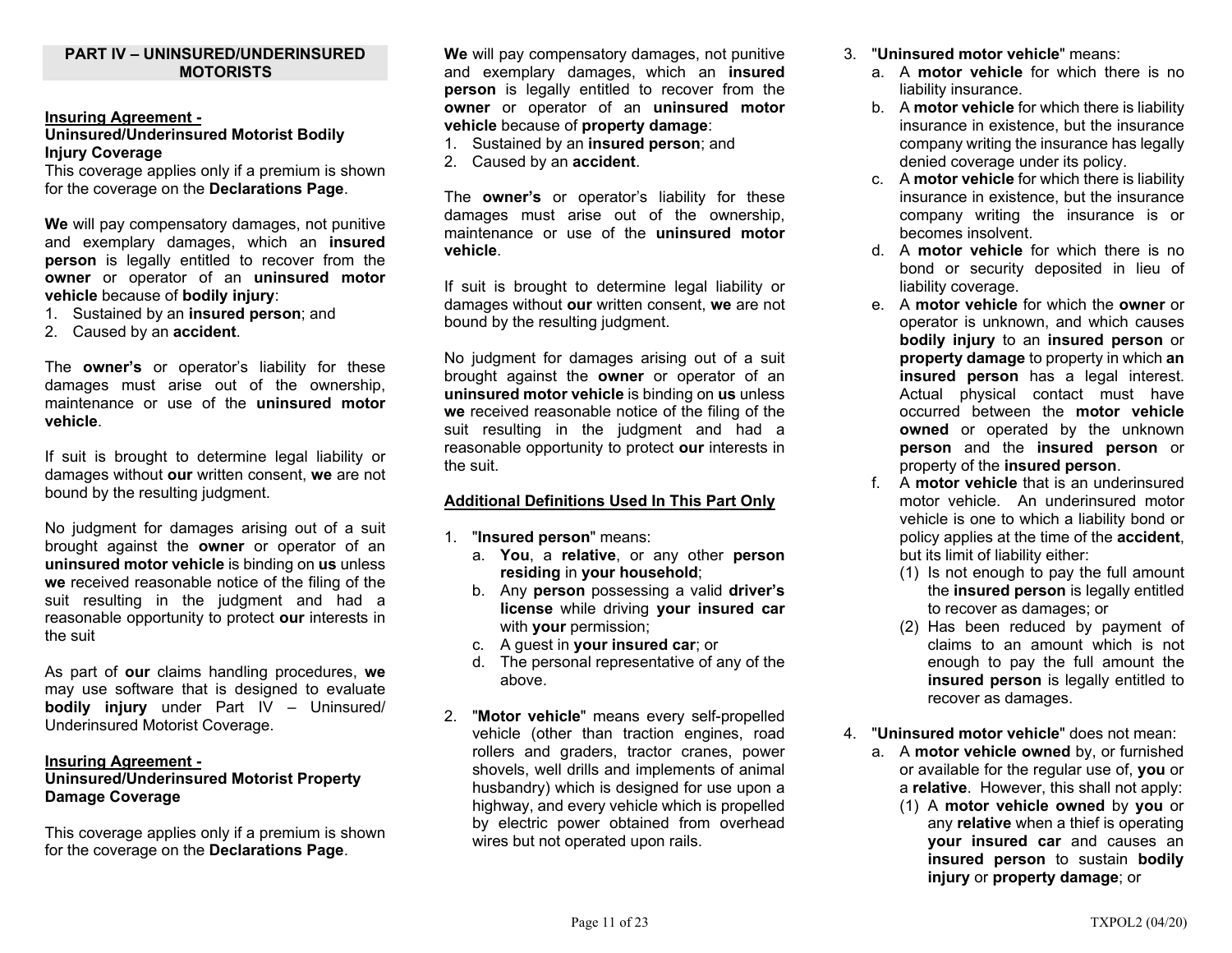## PART IV – UNINSURED/UNDERINSURED MOTORISTS

**Insuring Agreement -**
**Uninsured/Underinsured Motorist Bodily Injury Coverage**

This coverage applies only if a premium is shown for the coverage on the **Declarations Page**.

**We** will pay compensatory damages, not punitive and exemplary damages, which an **insured person** is legally entitled to recover from the **owner** or operator of an **uninsured motor vehicle** because of **bodily injury**:

1. Sustained by an **insured person**; and
2. Caused by an **accident**.

The **owner's** or operator's liability for these damages must arise out of the ownership, maintenance or use of the **uninsured motor vehicle**.

If suit is brought to determine legal liability or damages without **our** written consent, **we** are not bound by the resulting judgment.

No judgment for damages arising out of a suit brought against the **owner** or operator of an **uninsured motor vehicle** is binding on **us** unless **we** received reasonable notice of the filing of the suit resulting in the judgment and had a reasonable opportunity to protect **our** interests in the suit

As part of **our** claims handling procedures, **we** may use software that is designed to evaluate **bodily injury** under Part IV – Uninsured/ Underinsured Motorist Coverage.

**Insuring Agreement -**
**Uninsured/Underinsured Motorist Property Damage Coverage**

This coverage applies only if a premium is shown for the coverage on the **Declarations Page**.

**We** will pay compensatory damages, not punitive and exemplary damages, which an **insured person** is legally entitled to recover from the **owner** or operator of an **uninsured motor vehicle** because of **property damage**:

1. Sustained by an **insured person**; and
2. Caused by an **accident**.

The **owner's** or operator's liability for these damages must arise out of the ownership, maintenance or use of the **uninsured motor vehicle**.

If suit is brought to determine legal liability or damages without **our** written consent, **we** are not bound by the resulting judgment.

No judgment for damages arising out of a suit brought against the **owner** or operator of an **uninsured motor vehicle** is binding on **us** unless **we** received reasonable notice of the filing of the suit resulting in the judgment and had a reasonable opportunity to protect **our** interests in the suit.

**Additional Definitions Used In This Part Only**

1. "**Insured person**" means:
   a. **You**, a **relative**, or any other **person residing** in **your household**;
   b. Any **person** possessing a valid **driver's license** while driving **your insured car** with **your** permission;
   c. A guest in **your insured car**; or
   d. The personal representative of any of the above.

2. "**Motor vehicle**" means every self-propelled vehicle (other than traction engines, road rollers and graders, tractor cranes, power shovels, well drills and implements of animal husbandry) which is designed for use upon a highway, and every vehicle which is propelled by electric power obtained from overhead wires but not operated upon rails.

3. "**Uninsured motor vehicle**" means:
   a. A **motor vehicle** for which there is no liability insurance.
   b. A **motor vehicle** for which there is liability insurance in existence, but the insurance company writing the insurance has legally denied coverage under its policy.
   c. A **motor vehicle** for which there is liability insurance in existence, but the insurance company writing the insurance is or becomes insolvent.
   d. A **motor vehicle** for which there is no bond or security deposited in lieu of liability coverage.
   e. A **motor vehicle** for which the **owner** or operator is unknown, and which causes **bodily injury** to an **insured person** or **property damage** to property in which **an insured person** has a legal interest. Actual physical contact must have occurred between the **motor vehicle owned** or operated by the unknown **person** and the **insured person** or property of the **insured person**.
   f. A **motor vehicle** that is an underinsured motor vehicle. An underinsured motor vehicle is one to which a liability bond or policy applies at the time of the **accident**, but its limit of liability either:
      (1) Is not enough to pay the full amount the **insured person** is legally entitled to recover as damages; or
      (2) Has been reduced by payment of claims to an amount which is not enough to pay the full amount the **insured person** is legally entitled to recover as damages.

4. "**Uninsured motor vehicle**" does not mean:
   a. A **motor vehicle owned** by, or furnished or available for the regular use of, **you** or a **relative**. However, this shall not apply:
      (1) A **motor vehicle owned** by **you** or any **relative** when a thief is operating **your insured car** and causes an **insured person** to sustain **bodily injury** or **property damage**; or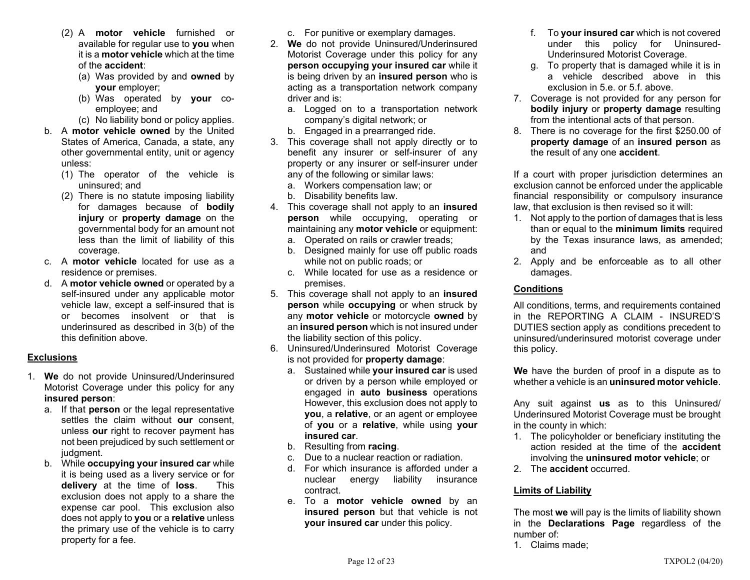(2) A **motor vehicle** furnished or available for regular use to **you** when it is a **motor vehicle** which at the time of the **accident**:
   (a) Was provided by and **owned** by **your** employer;
   (b) Was operated by **your** co-employee; and
   (c) No liability bond or policy applies.

b. A **motor vehicle owned** by the United States of America, Canada, a state, any other governmental entity, unit or agency unless:
   (1) The operator of the vehicle is uninsured; and
   (2) There is no statute imposing liability for damages because of **bodily injury** or **property damage** on the governmental body for an amount not less than the limit of liability of this coverage.

c. A **motor vehicle** located for use as a residence or premises.

d. A **motor vehicle owned** or operated by a self-insured under any applicable motor vehicle law, except a self-insured that is or becomes insolvent or that is underinsured as described in 3(b) of the this definition above.

## Exclusions

1. **We** do not provide Uninsured/Underinsured Motorist Coverage under this policy for any **insured person**:
   a. If that **person** or the legal representative settles the claim without **our** consent, unless **our** right to recover payment has not been prejudiced by such settlement or judgment.
   b. While **occupying your insured car** while it is being used as a livery service or for **delivery** at the time of **loss**. This exclusion does not apply to a share the expense car pool. This exclusion also does not apply to **you** or a **relative** unless the primary use of the vehicle is to carry property for a fee.
   c. For punitive or exemplary damages.
2. **We** do not provide Uninsured/Underinsured Motorist Coverage under this policy for any **person occupying your insured car** while it is being driven by an **insured person** who is acting as a transportation network company driver and is:
   a. Logged on to a transportation network company's digital network; or
   b. Engaged in a prearranged ride.
3. This coverage shall not apply directly or to benefit any insurer or self-insurer of any property or any insurer or self-insurer under any of the following or similar laws:
   a. Workers compensation law; or
   b. Disability benefits law.
4. This coverage shall not apply to an **insured person** while occupying, operating or maintaining any **motor vehicle** or equipment:
   a. Operated on rails or crawler treads;
   b. Designed mainly for use off public roads while not on public roads; or
   c. While located for use as a residence or premises.
5. This coverage shall not apply to an **insured person** while **occupying** or when struck by any **motor vehicle** or motorcycle **owned** by an **insured person** which is not insured under the liability section of this policy.
6. Uninsured/Underinsured Motorist Coverage is not provided for **property damage**:
   a. Sustained while **your insured car** is used or driven by a person while employed or engaged in **auto business** operations However, this exclusion does not apply to **you**, a **relative**, or an agent or employee of **you** or a **relative**, while using **your insured car**.
   b. Resulting from **racing**.
   c. Due to a nuclear reaction or radiation.
   d. For which insurance is afforded under a nuclear energy liability insurance contract.
   e. To a **motor vehicle owned** by an **insured person** but that vehicle is not **your insured car** under this policy.
   f. To **your insured car** which is not covered under this policy for Uninsured-Underinsured Motorist Coverage.
   g. To property that is damaged while it is in a vehicle described above in this exclusion in 5.e. or 5.f. above.
7. Coverage is not provided for any person for **bodily injury** or **property damage** resulting from the intentional acts of that person.
8. There is no coverage for the first $250.00 of **property damage** of an **insured person** as the result of any one **accident**.

If a court with proper jurisdiction determines an exclusion cannot be enforced under the applicable financial responsibility or compulsory insurance law, that exclusion is then revised so it will:
1. Not apply to the portion of damages that is less than or equal to the **minimum limits** required by the Texas insurance laws, as amended; and
2. Apply and be enforceable as to all other damages.

## Conditions

All conditions, terms, and requirements contained in the REPORTING A CLAIM - INSURED'S DUTIES section apply as conditions precedent to uninsured/underinsured motorist coverage under this policy.

**We** have the burden of proof in a dispute as to whether a vehicle is an **uninsured motor vehicle**.

Any suit against **us** as to this Uninsured/ Underinsured Motorist Coverage must be brought in the county in which:
1. The policyholder or beneficiary instituting the action resided at the time of the **accident** involving the **uninsured motor vehicle**; or
2. The **accident** occurred.

## Limits of Liability

The most **we** will pay is the limits of liability shown in the **Declarations Page** regardless of the number of:
1. Claims made;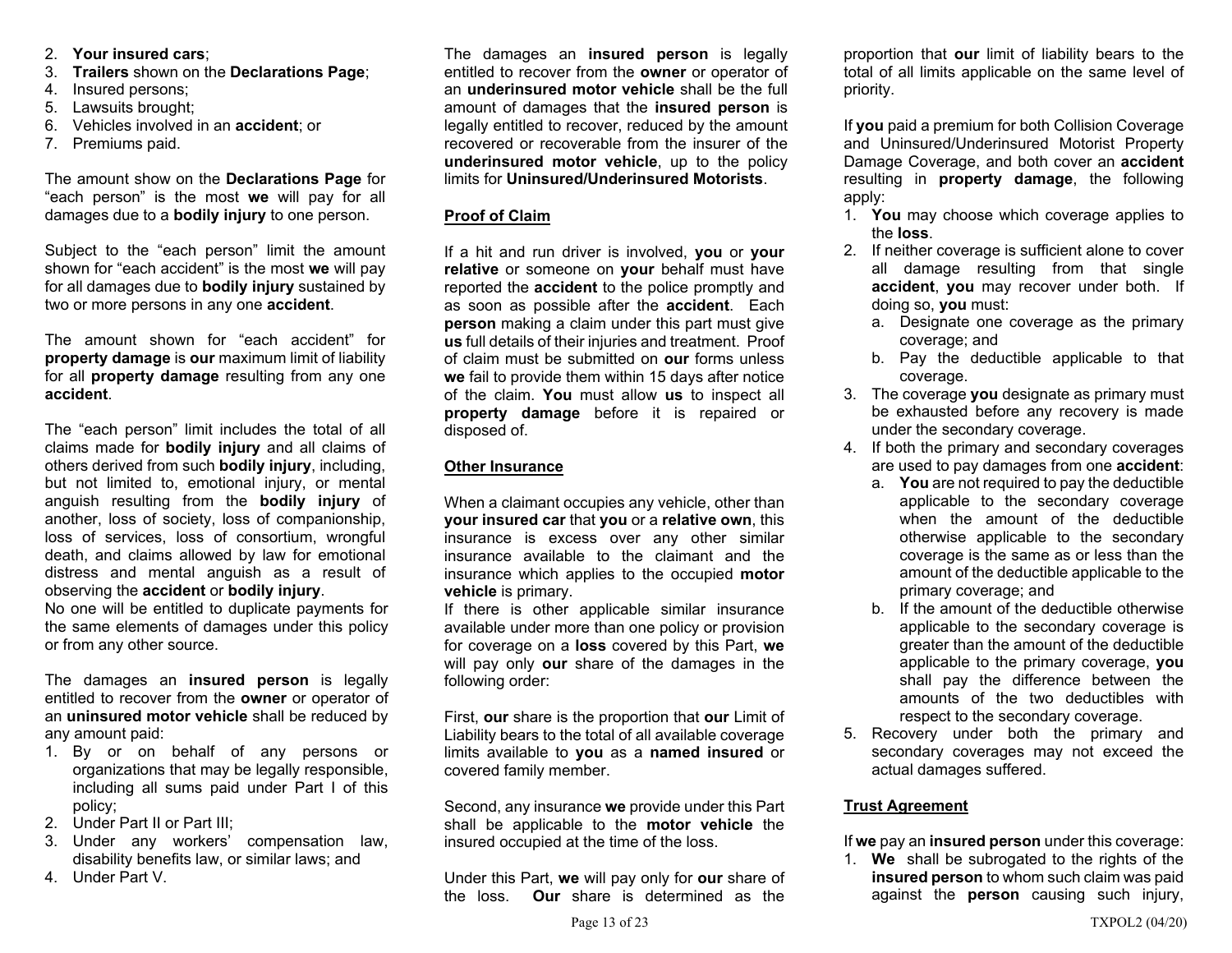2. **Your insured cars**;
3. **Trailers** shown on the **Declarations Page**;
4. Insured persons;
5. Lawsuits brought;
6. Vehicles involved in an **accident**; or
7. Premiums paid.

The amount show on the **Declarations Page** for "each person" is the most **we** will pay for all damages due to a **bodily injury** to one person.

Subject to the "each person" limit the amount shown for "each accident" is the most **we** will pay for all damages due to **bodily injury** sustained by two or more persons in any one **accident**.

The amount shown for "each accident" for **property damage** is **our** maximum limit of liability for all **property damage** resulting from any one **accident**.

The "each person" limit includes the total of all claims made for **bodily injury** and all claims of others derived from such **bodily injury**, including, but not limited to, emotional injury, or mental anguish resulting from the **bodily injury** of another, loss of society, loss of companionship, loss of services, loss of consortium, wrongful death, and claims allowed by law for emotional distress and mental anguish as a result of observing the **accident** or **bodily injury**.
No one will be entitled to duplicate payments for the same elements of damages under this policy or from any other source.

The damages an **insured person** is legally entitled to recover from the **owner** or operator of an **uninsured motor vehicle** shall be reduced by any amount paid:
1. By or on behalf of any persons or organizations that may be legally responsible, including all sums paid under Part I of this policy;
2. Under Part II or Part III;
3. Under any workers' compensation law, disability benefits law, or similar laws; and
4. Under Part V.

The damages an **insured person** is legally entitled to recover from the **owner** or operator of an **underinsured motor vehicle** shall be the full amount of damages that the **insured person** is legally entitled to recover, reduced by the amount recovered or recoverable from the insurer of the **underinsured motor vehicle**, up to the policy limits for **Uninsured/Underinsured Motorists**.

**Proof of Claim**

If a hit and run driver is involved, **you** or **your relative** or someone on **your** behalf must have reported the **accident** to the police promptly and as soon as possible after the **accident**. Each **person** making a claim under this part must give **us** full details of their injuries and treatment. Proof of claim must be submitted on **our** forms unless **we** fail to provide them within 15 days after notice of the claim. **You** must allow **us** to inspect all **property damage** before it is repaired or disposed of.

**Other Insurance**

When a claimant occupies any vehicle, other than **your insured car** that **you** or a **relative own**, this insurance is excess over any other similar insurance available to the claimant and the insurance which applies to the occupied **motor vehicle** is primary.
If there is other applicable similar insurance available under more than one policy or provision for coverage on a **loss** covered by this Part, **we** will pay only **our** share of the damages in the following order:

First, **our** share is the proportion that **our** Limit of Liability bears to the total of all available coverage limits available to **you** as a **named insured** or covered family member.

Second, any insurance **we** provide under this Part shall be applicable to the **motor vehicle** the insured occupied at the time of the loss.

Under this Part, **we** will pay only for **our** share of the loss. **Our** share is determined as the proportion that **our** limit of liability bears to the total of all limits applicable on the same level of priority.

If **you** paid a premium for both Collision Coverage and Uninsured/Underinsured Motorist Property Damage Coverage, and both cover an **accident** resulting in **property damage**, the following apply:
1. **You** may choose which coverage applies to the **loss**.
2. If neither coverage is sufficient alone to cover all damage resulting from that single **accident**, **you** may recover under both. If doing so, **you** must:
   a. Designate one coverage as the primary coverage; and
   b. Pay the deductible applicable to that coverage.
3. The coverage **you** designate as primary must be exhausted before any recovery is made under the secondary coverage.
4. If both the primary and secondary coverages are used to pay damages from one **accident**:
   a. **You** are not required to pay the deductible applicable to the secondary coverage when the amount of the deductible otherwise applicable to the secondary coverage is the same as or less than the amount of the deductible applicable to the primary coverage; and
   b. If the amount of the deductible otherwise applicable to the secondary coverage is greater than the amount of the deductible applicable to the primary coverage, **you** shall pay the difference between the amounts of the two deductibles with respect to the secondary coverage.
5. Recovery under both the primary and secondary coverages may not exceed the actual damages suffered.

**Trust Agreement**

If **we** pay an **insured person** under this coverage:
1. **We** shall be subrogated to the rights of the **insured person** to whom such claim was paid against the **person** causing such injury,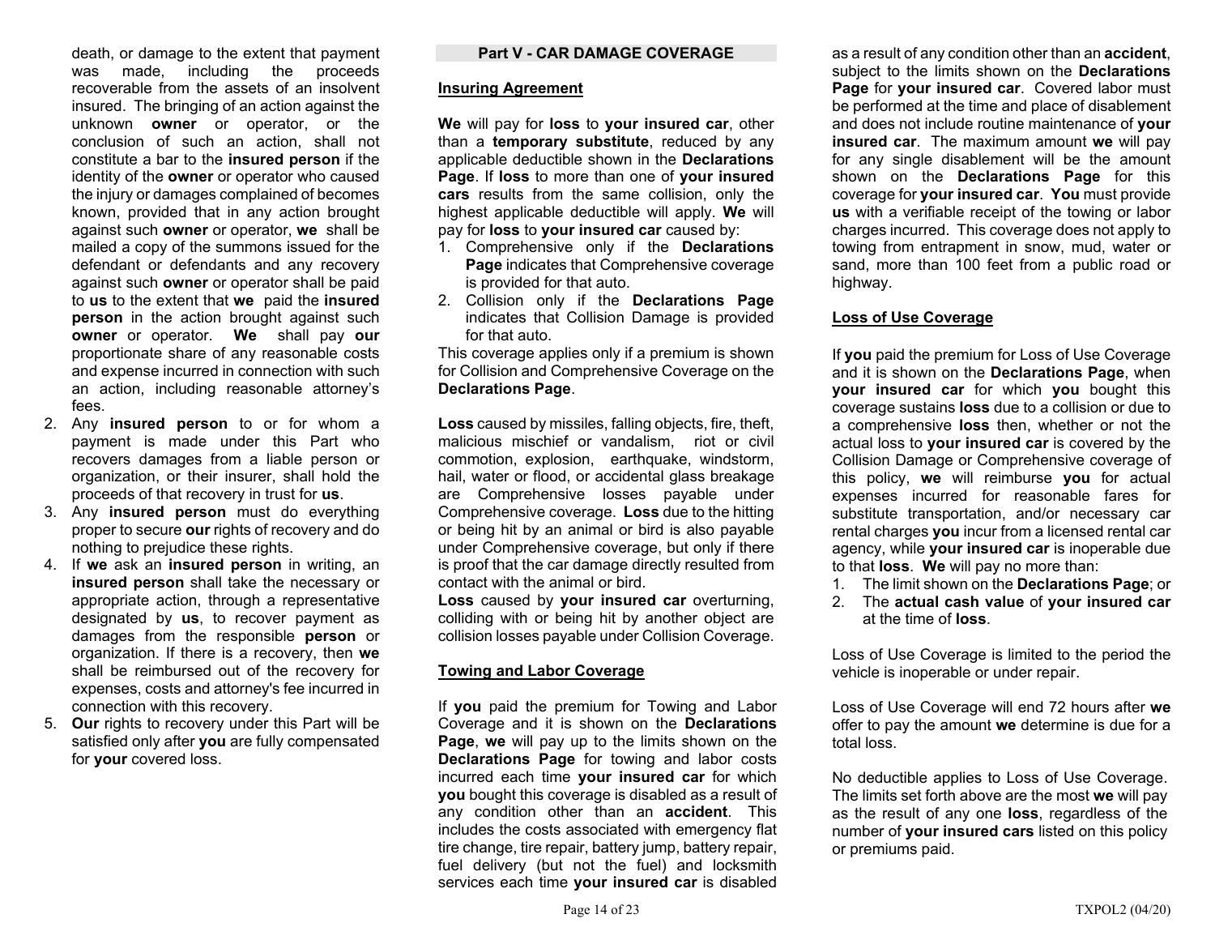death, or damage to the extent that payment was made, including the proceeds recoverable from the assets of an insolvent insured. The bringing of an action against the unknown **owner** or operator, or the conclusion of such an action, shall not constitute a bar to the **insured person** if the identity of the **owner** or operator who caused the injury or damages complained of becomes known, provided that in any action brought against such **owner** or operator, **we** shall be mailed a copy of the summons issued for the defendant or defendants and any recovery against such **owner** or operator shall be paid to **us** to the extent that **we** paid the **insured person** in the action brought against such **owner** or operator. **We** shall pay **our** proportionate share of any reasonable costs and expense incurred in connection with such an action, including reasonable attorney's fees.

2. Any **insured person** to or for whom a payment is made under this Part who recovers damages from a liable person or organization, or their insurer, shall hold the proceeds of that recovery in trust for **us**.
3. Any **insured person** must do everything proper to secure **our** rights of recovery and do nothing to prejudice these rights.
4. If **we** ask an **insured person** in writing, an **insured person** shall take the necessary or appropriate action, through a representative designated by **us**, to recover payment as damages from the responsible **person** or organization. If there is a recovery, then **we** shall be reimbursed out of the recovery for expenses, costs and attorney's fee incurred in connection with this recovery.
5. **Our** rights to recovery under this Part will be satisfied only after **you** are fully compensated for **your** covered loss.

## Part V - CAR DAMAGE COVERAGE

### Insuring Agreement

**We** will pay for **loss** to **your insured car**, other than a **temporary substitute**, reduced by any applicable deductible shown in the **Declarations Page**. If **loss** to more than one of **your insured cars** results from the same collision, only the highest applicable deductible will apply. **We** will pay for **loss** to **your insured car** caused by:

1. Comprehensive only if the **Declarations Page** indicates that Comprehensive coverage is provided for that auto.
2. Collision only if the **Declarations Page** indicates that Collision Damage is provided for that auto.

This coverage applies only if a premium is shown for Collision and Comprehensive Coverage on the **Declarations Page**.

**Loss** caused by missiles, falling objects, fire, theft, malicious mischief or vandalism, riot or civil commotion, explosion, earthquake, windstorm, hail, water or flood, or accidental glass breakage are Comprehensive losses payable under Comprehensive coverage. **Loss** due to the hitting or being hit by an animal or bird is also payable under Comprehensive coverage, but only if there is proof that the car damage directly resulted from contact with the animal or bird.

**Loss** caused by **your insured car** overturning, colliding with or being hit by another object are collision losses payable under Collision Coverage.

### Towing and Labor Coverage

If **you** paid the premium for Towing and Labor Coverage and it is shown on the **Declarations Page**, **we** will pay up to the limits shown on the **Declarations Page** for towing and labor costs incurred each time **your insured car** for which **you** bought this coverage is disabled as a result of any condition other than an **accident**. This includes the costs associated with emergency flat tire change, tire repair, battery jump, battery repair, fuel delivery (but not the fuel) and locksmith services each time **your insured car** is disabled as a result of any condition other than an **accident**, subject to the limits shown on the **Declarations Page** for **your insured car**. Covered labor must be performed at the time and place of disablement and does not include routine maintenance of **your insured car**. The maximum amount **we** will pay for any single disablement will be the amount shown on the **Declarations Page** for this coverage for **your insured car**. **You** must provide **us** with a verifiable receipt of the towing or labor charges incurred. This coverage does not apply to towing from entrapment in snow, mud, water or sand, more than 100 feet from a public road or highway.

### Loss of Use Coverage

If **you** paid the premium for Loss of Use Coverage and it is shown on the **Declarations Page**, when **your insured car** for which **you** bought this coverage sustains **loss** due to a collision or due to a comprehensive **loss** then, whether or not the actual loss to **your insured car** is covered by the Collision Damage or Comprehensive coverage of this policy, **we** will reimburse **you** for actual expenses incurred for reasonable fares for substitute transportation, and/or necessary car rental charges **you** incur from a licensed rental car agency, while **your insured car** is inoperable due to that **loss**. **We** will pay no more than:

1. The limit shown on the **Declarations Page**; or
2. The **actual cash value** of **your insured car** at the time of **loss**.

Loss of Use Coverage is limited to the period the vehicle is inoperable or under repair.

Loss of Use Coverage will end 72 hours after **we** offer to pay the amount **we** determine is due for a total loss.

No deductible applies to Loss of Use Coverage. The limits set forth above are the most **we** will pay as the result of any one **loss**, regardless of the number of **your insured cars** listed on this policy or premiums paid.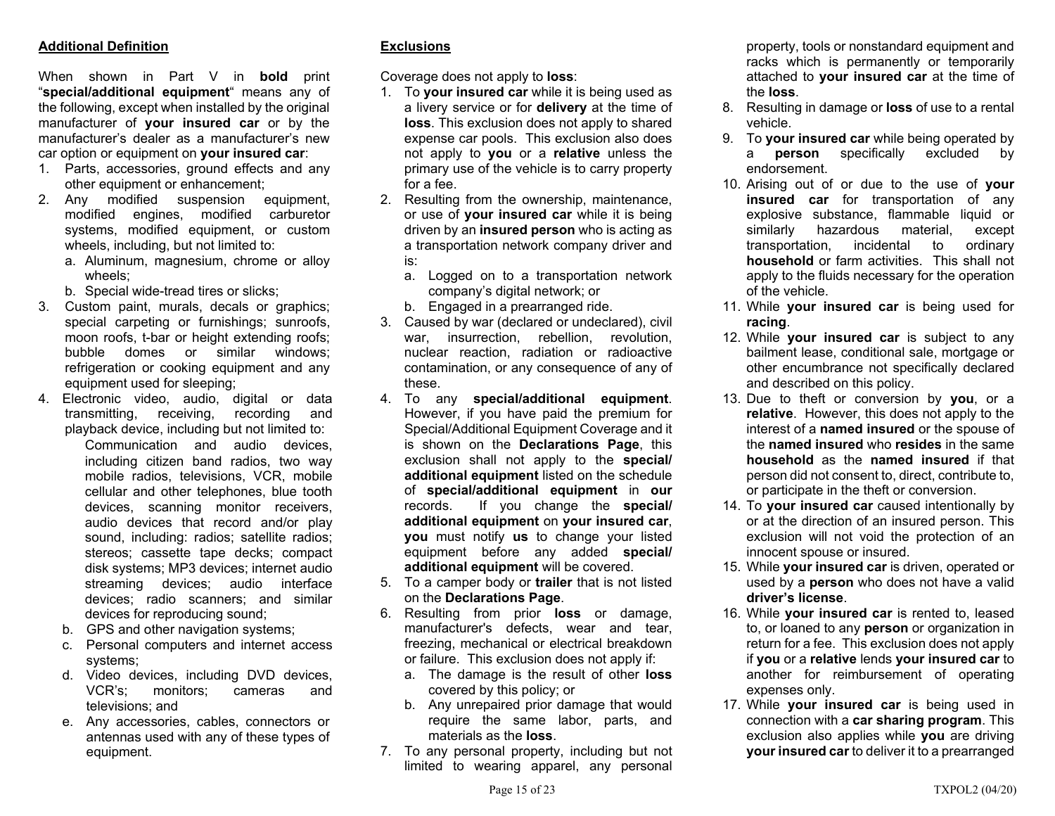## Additional Definition

When shown in Part V in **bold** print "**special/additional equipment**" means any of the following, except when installed by the original manufacturer of **your insured car** or by the manufacturer's dealer as a manufacturer's new car option or equipment on **your insured car**:

1. Parts, accessories, ground effects and any other equipment or enhancement;
2. Any modified suspension equipment, modified engines, modified carburetor systems, modified equipment, or custom wheels, including, but not limited to:
   a. Aluminum, magnesium, chrome or alloy wheels;
   b. Special wide-tread tires or slicks;
3. Custom paint, murals, decals or graphics; special carpeting or furnishings; sunroofs, moon roofs, t-bar or height extending roofs; bubble domes or similar windows; refrigeration or cooking equipment and any equipment used for sleeping;
4. Electronic video, audio, digital or data transmitting, receiving, recording and playback device, including but not limited to:
   Communication and audio devices, including citizen band radios, two way mobile radios, televisions, VCR, mobile cellular and other telephones, blue tooth devices, scanning monitor receivers, audio devices that record and/or play sound, including: radios; satellite radios; stereos; cassette tape decks; compact disk systems; MP3 devices; internet audio streaming devices; audio interface devices; radio scanners; and similar devices for reproducing sound;
   b. GPS and other navigation systems;
   c. Personal computers and internet access systems;
   d. Video devices, including DVD devices, VCR's; monitors; cameras and televisions; and
   e. Any accessories, cables, connectors or antennas used with any of these types of equipment.

## Exclusions

Coverage does not apply to **loss**:

1. To **your insured car** while it is being used as a livery service or for **delivery** at the time of **loss**. This exclusion does not apply to shared expense car pools. This exclusion also does not apply to **you** or a **relative** unless the primary use of the vehicle is to carry property for a fee.
2. Resulting from the ownership, maintenance, or use of **your insured car** while it is being driven by an **insured person** who is acting as a transportation network company driver and is:
   a. Logged on to a transportation network company's digital network; or
   b. Engaged in a prearranged ride.
3. Caused by war (declared or undeclared), civil war, insurrection, rebellion, revolution, nuclear reaction, radiation or radioactive contamination, or any consequence of any of these.
4. To any **special/additional equipment**. However, if you have paid the premium for Special/Additional Equipment Coverage and it is shown on the **Declarations Page**, this exclusion shall not apply to the **special/ additional equipment** listed on the schedule of **special/additional equipment** in **our** records. If you change the **special/ additional equipment** on **your insured car**, **you** must notify **us** to change your listed equipment before any added **special/ additional equipment** will be covered.
5. To a camper body or **trailer** that is not listed on the **Declarations Page**.
6. Resulting from prior **loss** or damage, manufacturer's defects, wear and tear, freezing, mechanical or electrical breakdown or failure. This exclusion does not apply if:
   a. The damage is the result of other **loss** covered by this policy; or
   b. Any unrepaired prior damage that would require the same labor, parts, and materials as the **loss**.
7. To any personal property, including but not limited to wearing apparel, any personal property, tools or nonstandard equipment and racks which is permanently or temporarily attached to **your insured car** at the time of the **loss**.
8. Resulting in damage or **loss** of use to a rental vehicle.
9. To **your insured car** while being operated by a **person** specifically excluded by endorsement.
10. Arising out of or due to the use of **your insured car** for transportation of any explosive substance, flammable liquid or similarly hazardous material, except transportation, incidental to ordinary **household** or farm activities. This shall not apply to the fluids necessary for the operation of the vehicle.
11. While **your insured car** is being used for **racing**.
12. While **your insured car** is subject to any bailment lease, conditional sale, mortgage or other encumbrance not specifically declared and described on this policy.
13. Due to theft or conversion by **you**, or a **relative**. However, this does not apply to the interest of a **named insured** or the spouse of the **named insured** who **resides** in the same **household** as the **named insured** if that person did not consent to, direct, contribute to, or participate in the theft or conversion.
14. To **your insured car** caused intentionally by or at the direction of an insured person. This exclusion will not void the protection of an innocent spouse or insured.
15. While **your insured car** is driven, operated or used by a **person** who does not have a valid **driver's license**.
16. While **your insured car** is rented to, leased to, or loaned to any **person** or organization in return for a fee. This exclusion does not apply if **you** or a **relative** lends **your insured car** to another for reimbursement of operating expenses only.
17. While **your insured car** is being used in connection with a **car sharing program**. This exclusion also applies while **you** are driving **your insured car** to deliver it to a prearranged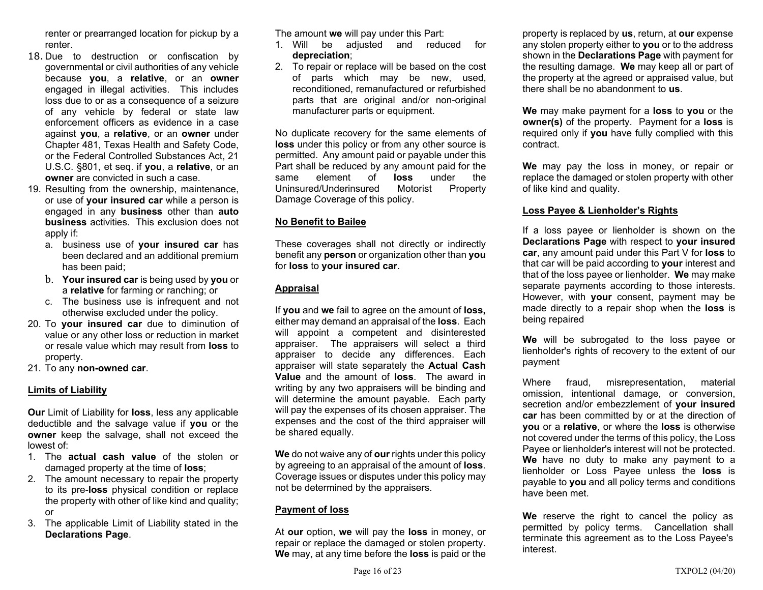renter or prearranged location for pickup by a renter.

18. Due to destruction or confiscation by governmental or civil authorities of any vehicle because **you**, a **relative**, or an **owner** engaged in illegal activities. This includes loss due to or as a consequence of a seizure of any vehicle by federal or state law enforcement officers as evidence in a case against **you**, a **relative**, or an **owner** under Chapter 481, Texas Health and Safety Code, or the Federal Controlled Substances Act, 21 U.S.C. §801, et seq. if **you**, a **relative**, or an **owner** are convicted in such a case.
19. Resulting from the ownership, maintenance, or use of **your insured car** while a person is engaged in any **business** other than **auto business** activities. This exclusion does not apply if:
    a. business use of **your insured car** has been declared and an additional premium has been paid;
    b. **Your insured car** is being used by **you** or a **relative** for farming or ranching; or
    c. The business use is infrequent and not otherwise excluded under the policy.
20. To **your insured car** due to diminution of value or any other loss or reduction in market or resale value which may result from **loss** to property.
21. To any **non-owned car**.

__Limits of Liability__

**Our** Limit of Liability for **loss**, less any applicable deductible and the salvage value if **you** or the **owner** keep the salvage, shall not exceed the lowest of:

1. The **actual cash value** of the stolen or damaged property at the time of **loss**;
2. The amount necessary to repair the property to its pre-**loss** physical condition or replace the property with other of like kind and quality; or
3. The applicable Limit of Liability stated in the **Declarations Page**.

The amount **we** will pay under this Part:

1. Will be adjusted and reduced for **depreciation**;
2. To repair or replace will be based on the cost of parts which may be new, used, reconditioned, remanufactured or refurbished parts that are original and/or non-original manufacturer parts or equipment.

No duplicate recovery for the same elements of **loss** under this policy or from any other source is permitted. Any amount paid or payable under this Part shall be reduced by any amount paid for the same element of **loss** under the Uninsured/Underinsured Motorist Property Damage Coverage of this policy.

__No Benefit to Bailee__

These coverages shall not directly or indirectly benefit any **person** or organization other than **you** for **loss** to **your insured car**.

__Appraisal__

If **you** and **we** fail to agree on the amount of **loss,** either may demand an appraisal of the **loss**. Each will appoint a competent and disinterested appraiser. The appraisers will select a third appraiser to decide any differences. Each appraiser will state separately the **Actual Cash Value** and the amount of **loss**. The award in writing by any two appraisers will be binding and will determine the amount payable. Each party will pay the expenses of its chosen appraiser. The expenses and the cost of the third appraiser will be shared equally.

**We** do not waive any of **our** rights under this policy by agreeing to an appraisal of the amount of **loss**. Coverage issues or disputes under this policy may not be determined by the appraisers.

__Payment of loss__

At **our** option, **we** will pay the **loss** in money, or repair or replace the damaged or stolen property. **We** may, at any time before the **loss** is paid or the property is replaced by **us**, return, at **our** expense any stolen property either to **you** or to the address shown in the **Declarations Page** with payment for the resulting damage. **We** may keep all or part of the property at the agreed or appraised value, but there shall be no abandonment to **us**.

**We** may make payment for a **loss** to **you** or the **owner(s)** of the property. Payment for a **loss** is required only if **you** have fully complied with this contract.

**We** may pay the loss in money, or repair or replace the damaged or stolen property with other of like kind and quality.

__Loss Payee & Lienholder's Rights__

If a loss payee or lienholder is shown on the **Declarations Page** with respect to **your insured car**, any amount paid under this Part V for **loss** to that car will be paid according to **your** interest and that of the loss payee or lienholder. **We** may make separate payments according to those interests. However, with **your** consent, payment may be made directly to a repair shop when the **loss** is being repaired

**We** will be subrogated to the loss payee or lienholder's rights of recovery to the extent of our payment

Where fraud, misrepresentation, material omission, intentional damage, or conversion, secretion and/or embezzlement of **your insured car** has been committed by or at the direction of **you** or a **relative**, or where the **loss** is otherwise not covered under the terms of this policy, the Loss Payee or lienholder's interest will not be protected. **We** have no duty to make any payment to a lienholder or Loss Payee unless the **loss** is payable to **you** and all policy terms and conditions have been met.

**We** reserve the right to cancel the policy as permitted by policy terms. Cancellation shall terminate this agreement as to the Loss Payee's interest.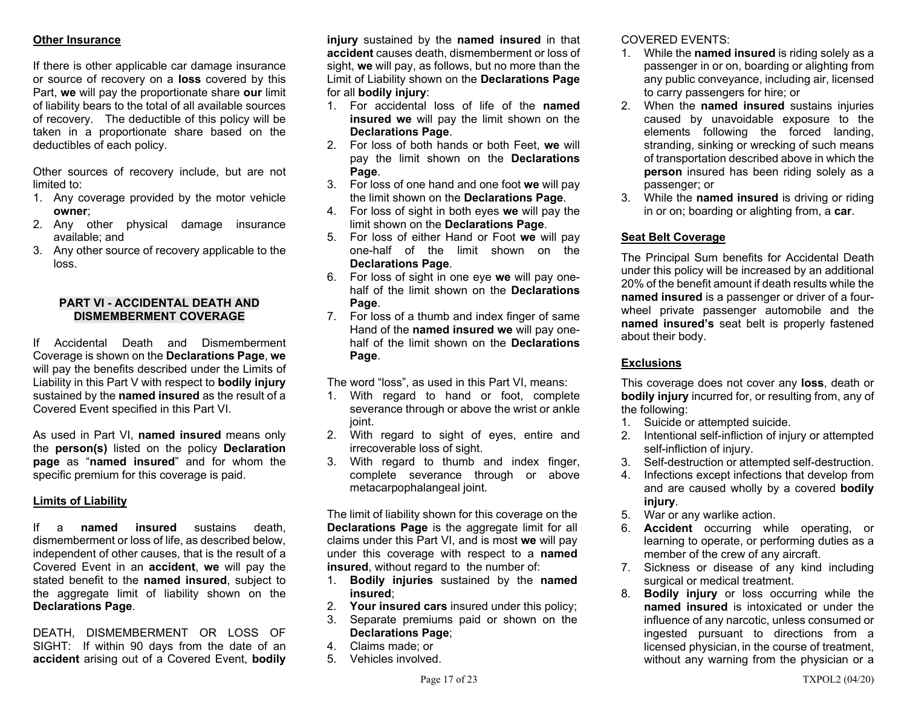**Other Insurance**

If there is other applicable car damage insurance or source of recovery on a **loss** covered by this Part, **we** will pay the proportionate share **our** limit of liability bears to the total of all available sources of recovery. The deductible of this policy will be taken in a proportionate share based on the deductibles of each policy.

Other sources of recovery include, but are not limited to:

1. Any coverage provided by the motor vehicle **owner**;
2. Any other physical damage insurance available; and
3. Any other source of recovery applicable to the loss.

## PART VI - ACCIDENTAL DEATH AND DISMEMBERMENT COVERAGE

If Accidental Death and Dismemberment Coverage is shown on the **Declarations Page**, **we** will pay the benefits described under the Limits of Liability in this Part V with respect to **bodily injury** sustained by the **named insured** as the result of a Covered Event specified in this Part VI.

As used in Part VI, **named insured** means only the **person(s)** listed on the policy **Declaration page** as "**named insured**" and for whom the specific premium for this coverage is paid.

**Limits of Liability**

If a **named insured** sustains death, dismemberment or loss of life, as described below, independent of other causes, that is the result of a Covered Event in an **accident**, **we** will pay the stated benefit to the **named insured**, subject to the aggregate limit of liability shown on the **Declarations Page**.

DEATH, DISMEMBERMENT OR LOSS OF SIGHT: If within 90 days from the date of an **accident** arising out of a Covered Event, **bodily injury** sustained by the **named insured** in that **accident** causes death, dismemberment or loss of sight, **we** will pay, as follows, but no more than the Limit of Liability shown on the **Declarations Page** for all **bodily injury**:

1. For accidental loss of life of the **named insured we** will pay the limit shown on the **Declarations Page**.
2. For loss of both hands or both Feet, **we** will pay the limit shown on the **Declarations Page**.
3. For loss of one hand and one foot **we** will pay the limit shown on the **Declarations Page**.
4. For loss of sight in both eyes **we** will pay the limit shown on the **Declarations Page**.
5. For loss of either Hand or Foot **we** will pay one-half of the limit shown on the **Declarations Page**.
6. For loss of sight in one eye **we** will pay one-half of the limit shown on the **Declarations Page**.
7. For loss of a thumb and index finger of same Hand of the **named insured we** will pay one-half of the limit shown on the **Declarations Page**.

The word "loss", as used in this Part VI, means:

1. With regard to hand or foot, complete severance through or above the wrist or ankle joint.
2. With regard to sight of eyes, entire and irrecoverable loss of sight.
3. With regard to thumb and index finger, complete severance through or above metacarpophalangeal joint.

The limit of liability shown for this coverage on the **Declarations Page** is the aggregate limit for all claims under this Part VI, and is most **we** will pay under this coverage with respect to a **named insured**, without regard to the number of:

1. **Bodily injuries** sustained by the **named insured**;
2. **Your insured cars** insured under this policy;
3. Separate premiums paid or shown on the **Declarations Page**;
4. Claims made; or
5. Vehicles involved.

COVERED EVENTS:

1. While the **named insured** is riding solely as a passenger in or on, boarding or alighting from any public conveyance, including air, licensed to carry passengers for hire; or
2. When the **named insured** sustains injuries caused by unavoidable exposure to the elements following the forced landing, stranding, sinking or wrecking of such means of transportation described above in which the **person** insured has been riding solely as a passenger; or
3. While the **named insured** is driving or riding in or on; boarding or alighting from, a **car**.

**Seat Belt Coverage**

The Principal Sum benefits for Accidental Death under this policy will be increased by an additional 20% of the benefit amount if death results while the **named insured** is a passenger or driver of a four-wheel private passenger automobile and the **named insured's** seat belt is properly fastened about their body.

**Exclusions**

This coverage does not cover any **loss**, death or **bodily injury** incurred for, or resulting from, any of the following:

1. Suicide or attempted suicide.
2. Intentional self-infliction of injury or attempted self-infliction of injury.
3. Self-destruction or attempted self-destruction.
4. Infections except infections that develop from and are caused wholly by a covered **bodily injury**.
5. War or any warlike action.
6. **Accident** occurring while operating, or learning to operate, or performing duties as a member of the crew of any aircraft.
7. Sickness or disease of any kind including surgical or medical treatment.
8. **Bodily injury** or loss occurring while the **named insured** is intoxicated or under the influence of any narcotic, unless consumed or ingested pursuant to directions from a licensed physician, in the course of treatment, without any warning from the physician or a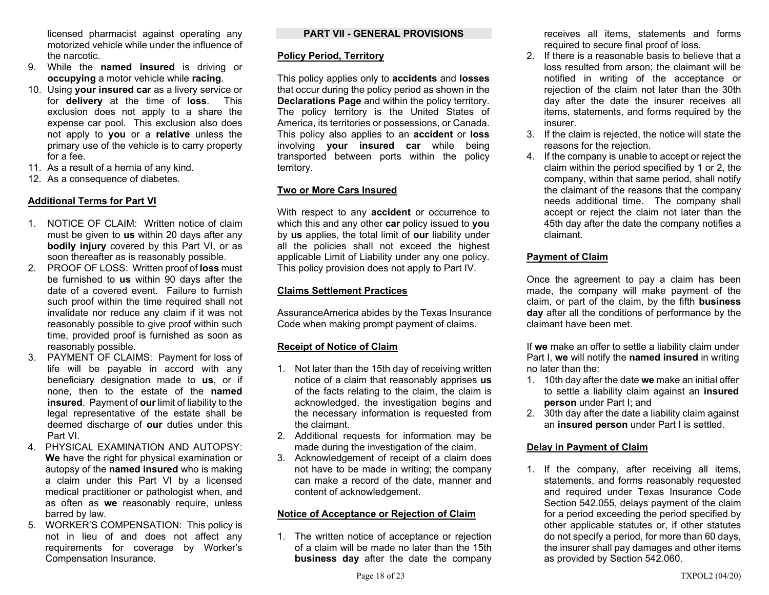licensed pharmacist against operating any motorized vehicle while under the influence of the narcotic.

9. While the **named insured** is driving or **occupying** a motor vehicle while **racing**.
10. Using **your insured car** as a livery service or for **delivery** at the time of **loss**. This exclusion does not apply to a share the expense car pool. This exclusion also does not apply to **you** or a **relative** unless the primary use of the vehicle is to carry property for a fee.
11. As a result of a hernia of any kind.
12. As a consequence of diabetes.

**Additional Terms for Part VI**

1. NOTICE OF CLAIM: Written notice of claim must be given to **us** within 20 days after any **bodily injury** covered by this Part VI, or as soon thereafter as is reasonably possible.
2. PROOF OF LOSS: Written proof of **loss** must be furnished to **us** within 90 days after the date of a covered event. Failure to furnish such proof within the time required shall not invalidate nor reduce any claim if it was not reasonably possible to give proof within such time, provided proof is furnished as soon as reasonably possible.
3. PAYMENT OF CLAIMS: Payment for loss of life will be payable in accord with any beneficiary designation made to **us**, or if none, then to the estate of the **named insured**. Payment of **our** limit of liability to the legal representative of the estate shall be deemed discharge of **our** duties under this Part VI.
4. PHYSICAL EXAMINATION AND AUTOPSY: **We** have the right for physical examination or autopsy of the **named insured** who is making a claim under this Part VI by a licensed medical practitioner or pathologist when, and as often as **we** reasonably require, unless barred by law.
5. WORKER'S COMPENSATION: This policy is not in lieu of and does not affect any requirements for coverage by Worker's Compensation Insurance.

## PART VII - GENERAL PROVISIONS

**Policy Period, Territory**

This policy applies only to **accidents** and **losses** that occur during the policy period as shown in the **Declarations Page** and within the policy territory. The policy territory is the United States of America, its territories or possessions, or Canada. This policy also applies to an **accident** or **loss** involving **your insured car** while being transported between ports within the policy territory.

**Two or More Cars Insured**

With respect to any **accident** or occurrence to which this and any other **car** policy issued to **you** by **us** applies, the total limit of **our** liability under all the policies shall not exceed the highest applicable Limit of Liability under any one policy. This policy provision does not apply to Part IV.

**Claims Settlement Practices**

AssuranceAmerica abides by the Texas Insurance Code when making prompt payment of claims.

**Receipt of Notice of Claim**

1. Not later than the 15th day of receiving written notice of a claim that reasonably apprises **us** of the facts relating to the claim, the claim is acknowledged, the investigation begins and the necessary information is requested from the claimant.
2. Additional requests for information may be made during the investigation of the claim.
3. Acknowledgement of receipt of a claim does not have to be made in writing; the company can make a record of the date, manner and content of acknowledgement.

**Notice of Acceptance or Rejection of Claim**

1. The written notice of acceptance or rejection of a claim will be made no later than the 15th **business day** after the date the company receives all items, statements and forms required to secure final proof of loss.
2. If there is a reasonable basis to believe that a loss resulted from arson; the claimant will be notified in writing of the acceptance or rejection of the claim not later than the 30th day after the date the insurer receives all items, statements, and forms required by the insurer.
3. If the claim is rejected, the notice will state the reasons for the rejection.
4. If the company is unable to accept or reject the claim within the period specified by 1 or 2, the company, within that same period, shall notify the claimant of the reasons that the company needs additional time. The company shall accept or reject the claim not later than the 45th day after the date the company notifies a claimant.

**Payment of Claim**

Once the agreement to pay a claim has been made, the company will make payment of the claim, or part of the claim, by the fifth **business day** after all the conditions of performance by the claimant have been met.

If **we** make an offer to settle a liability claim under Part I, **we** will notify the **named insured** in writing no later than the:

1. 10th day after the date **we** make an initial offer to settle a liability claim against an **insured person** under Part I; and
2. 30th day after the date a liability claim against an **insured person** under Part I is settled.

**Delay in Payment of Claim**

1. If the company, after receiving all items, statements, and forms reasonably requested and required under Texas Insurance Code Section 542.055, delays payment of the claim for a period exceeding the period specified by other applicable statutes or, if other statutes do not specify a period, for more than 60 days, the insurer shall pay damages and other items as provided by Section 542.060.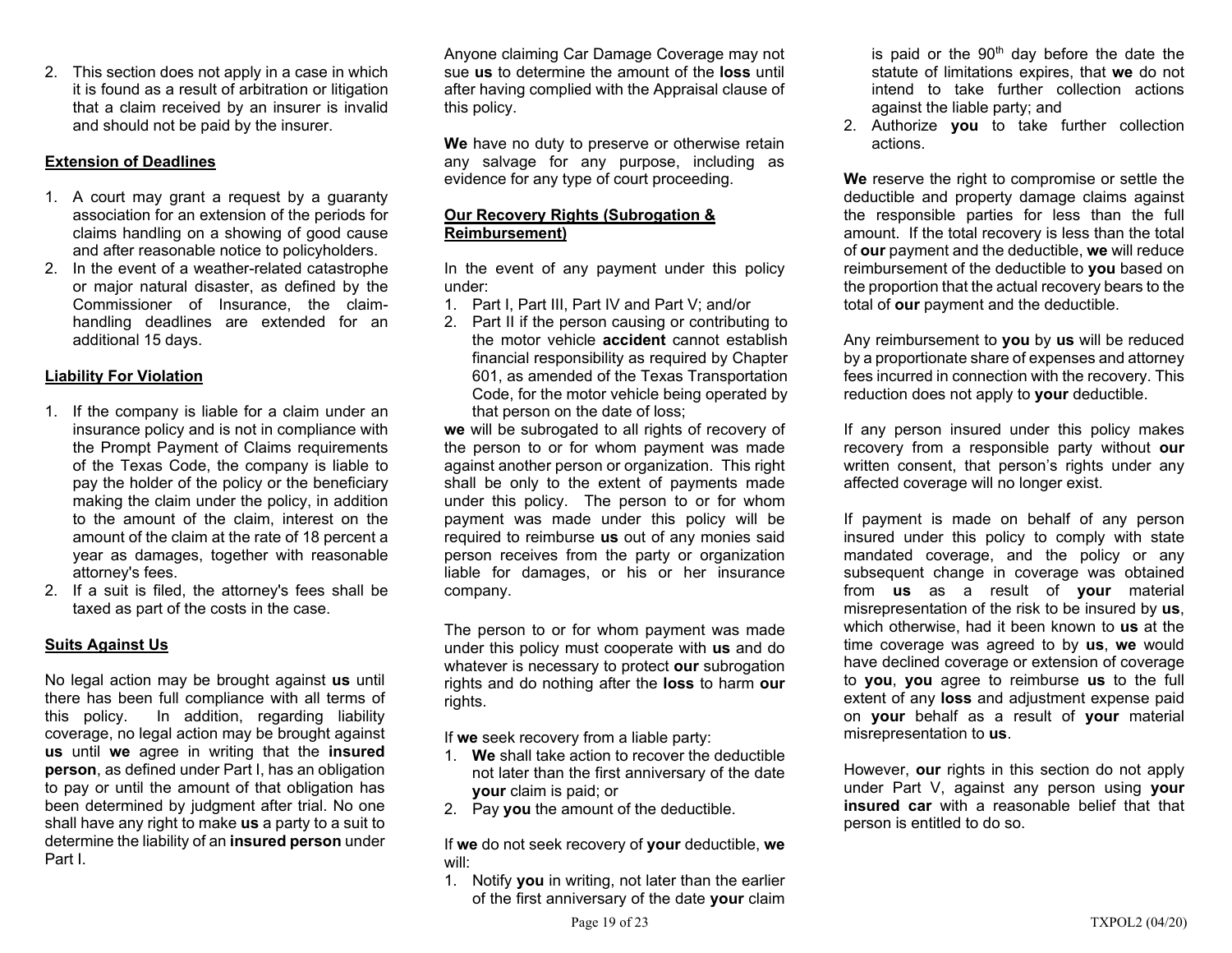2. This section does not apply in a case in which it is found as a result of arbitration or litigation that a claim received by an insurer is invalid and should not be paid by the insurer.

**Extension of Deadlines**

1. A court may grant a request by a guaranty association for an extension of the periods for claims handling on a showing of good cause and after reasonable notice to policyholders.
2. In the event of a weather-related catastrophe or major natural disaster, as defined by the Commissioner of Insurance, the claim-handling deadlines are extended for an additional 15 days.

**Liability For Violation**

1. If the company is liable for a claim under an insurance policy and is not in compliance with the Prompt Payment of Claims requirements of the Texas Code, the company is liable to pay the holder of the policy or the beneficiary making the claim under the policy, in addition to the amount of the claim, interest on the amount of the claim at the rate of 18 percent a year as damages, together with reasonable attorney's fees.
2. If a suit is filed, the attorney's fees shall be taxed as part of the costs in the case.

**Suits Against Us**

No legal action may be brought against **us** until there has been full compliance with all terms of this policy. In addition, regarding liability coverage, no legal action may be brought against **us** until **we** agree in writing that the **insured person**, as defined under Part I, has an obligation to pay or until the amount of that obligation has been determined by judgment after trial. No one shall have any right to make **us** a party to a suit to determine the liability of an **insured person** under Part I.

Anyone claiming Car Damage Coverage may not sue **us** to determine the amount of the **loss** until after having complied with the Appraisal clause of this policy.

**We** have no duty to preserve or otherwise retain any salvage for any purpose, including as evidence for any type of court proceeding.

**Our Recovery Rights (Subrogation & Reimbursement)**

In the event of any payment under this policy under:

1. Part I, Part III, Part IV and Part V; and/or
2. Part II if the person causing or contributing to the motor vehicle **accident** cannot establish financial responsibility as required by Chapter 601, as amended of the Texas Transportation Code, for the motor vehicle being operated by that person on the date of loss;

**we** will be subrogated to all rights of recovery of the person to or for whom payment was made against another person or organization. This right shall be only to the extent of payments made under this policy. The person to or for whom payment was made under this policy will be required to reimburse **us** out of any monies said person receives from the party or organization liable for damages, or his or her insurance company.

The person to or for whom payment was made under this policy must cooperate with **us** and do whatever is necessary to protect **our** subrogation rights and do nothing after the **loss** to harm **our** rights.

If **we** seek recovery from a liable party:

1. **We** shall take action to recover the deductible not later than the first anniversary of the date **your** claim is paid; or
2. Pay **you** the amount of the deductible.

If **we** do not seek recovery of **your** deductible, **we** will:

1. Notify **you** in writing, not later than the earlier of the first anniversary of the date **your** claim is paid or the 90th day before the date the statute of limitations expires, that **we** do not intend to take further collection actions against the liable party; and
2. Authorize **you** to take further collection actions.

**We** reserve the right to compromise or settle the deductible and property damage claims against the responsible parties for less than the full amount. If the total recovery is less than the total of **our** payment and the deductible, **we** will reduce reimbursement of the deductible to **you** based on the proportion that the actual recovery bears to the total of **our** payment and the deductible.

Any reimbursement to **you** by **us** will be reduced by a proportionate share of expenses and attorney fees incurred in connection with the recovery. This reduction does not apply to **your** deductible.

If any person insured under this policy makes recovery from a responsible party without **our** written consent, that person's rights under any affected coverage will no longer exist.

If payment is made on behalf of any person insured under this policy to comply with state mandated coverage, and the policy or any subsequent change in coverage was obtained from **us** as a result of **your** material misrepresentation of the risk to be insured by **us**, which otherwise, had it been known to **us** at the time coverage was agreed to by **us**, **we** would have declined coverage or extension of coverage to **you**, **you** agree to reimburse **us** to the full extent of any **loss** and adjustment expense paid on **your** behalf as a result of **your** material misrepresentation to **us**.

However, **our** rights in this section do not apply under Part V, against any person using **your insured car** with a reasonable belief that that person is entitled to do so.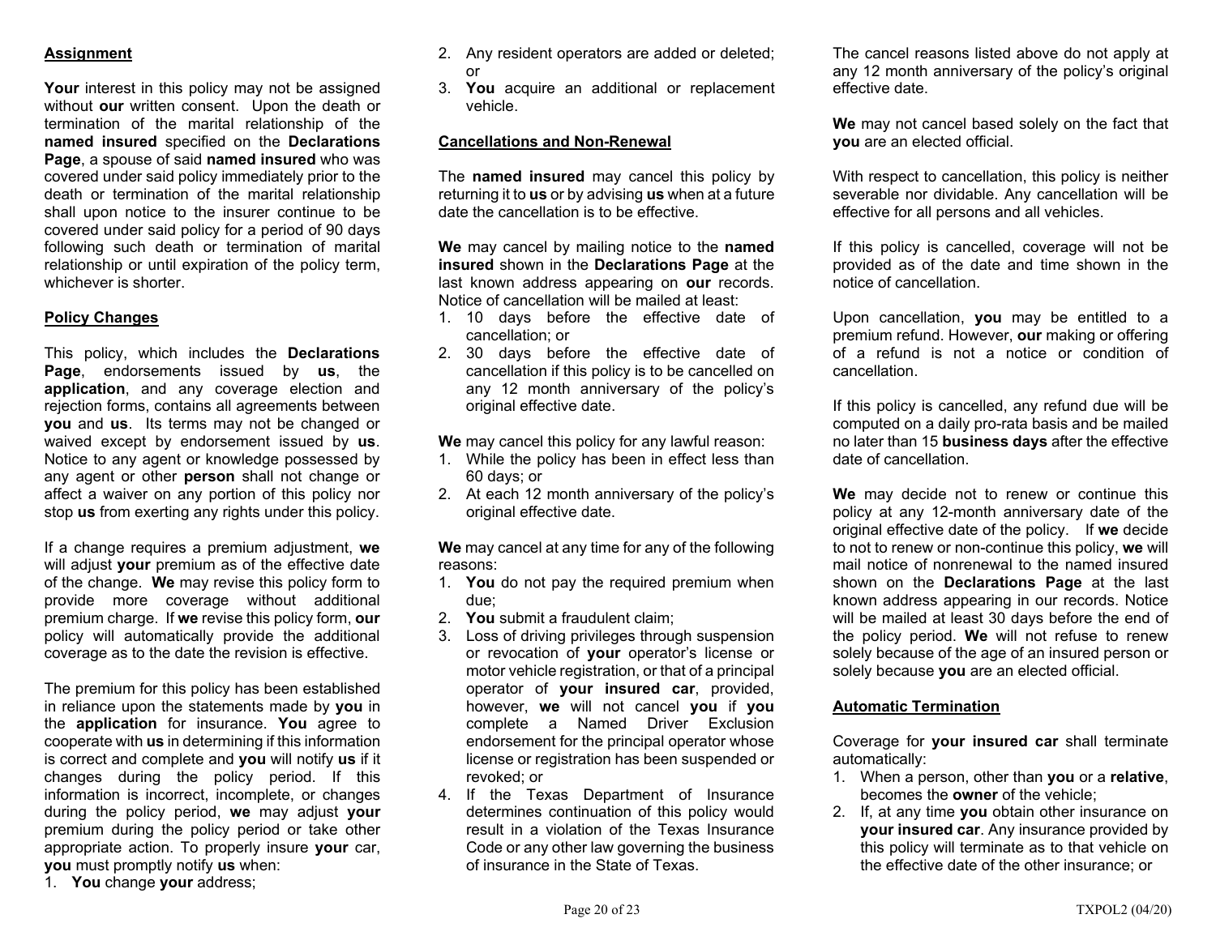## Assignment

**Your** interest in this policy may not be assigned without **our** written consent. Upon the death or termination of the marital relationship of the **named insured** specified on the **Declarations Page**, a spouse of said **named insured** who was covered under said policy immediately prior to the death or termination of the marital relationship shall upon notice to the insurer continue to be covered under said policy for a period of 90 days following such death or termination of marital relationship or until expiration of the policy term, whichever is shorter.

## Policy Changes

This policy, which includes the **Declarations Page**, endorsements issued by **us**, the **application**, and any coverage election and rejection forms, contains all agreements between **you** and **us**. Its terms may not be changed or waived except by endorsement issued by **us**. Notice to any agent or knowledge possessed by any agent or other **person** shall not change or affect a waiver on any portion of this policy nor stop **us** from exerting any rights under this policy.

If a change requires a premium adjustment, **we** will adjust **your** premium as of the effective date of the change. **We** may revise this policy form to provide more coverage without additional premium charge. If **we** revise this policy form, **our** policy will automatically provide the additional coverage as to the date the revision is effective.

The premium for this policy has been established in reliance upon the statements made by **you** in the **application** for insurance. **You** agree to cooperate with **us** in determining if this information is correct and complete and **you** will notify **us** if it changes during the policy period. If this information is incorrect, incomplete, or changes during the policy period, **we** may adjust **your** premium during the policy period or take other appropriate action. To properly insure **your** car, **you** must promptly notify **us** when:

1. **You** change **your** address;
2. Any resident operators are added or deleted; or
3. **You** acquire an additional or replacement vehicle.

## Cancellations and Non-Renewal

The **named insured** may cancel this policy by returning it to **us** or by advising **us** when at a future date the cancellation is to be effective.

**We** may cancel by mailing notice to the **named insured** shown in the **Declarations Page** at the last known address appearing on **our** records. Notice of cancellation will be mailed at least:

1. 10 days before the effective date of cancellation; or
2. 30 days before the effective date of cancellation if this policy is to be cancelled on any 12 month anniversary of the policy's original effective date.

**We** may cancel this policy for any lawful reason:

1. While the policy has been in effect less than 60 days; or
2. At each 12 month anniversary of the policy's original effective date.

**We** may cancel at any time for any of the following reasons:

1. **You** do not pay the required premium when due;
2. **You** submit a fraudulent claim;
3. Loss of driving privileges through suspension or revocation of **your** operator's license or motor vehicle registration, or that of a principal operator of **your insured car**, provided, however, **we** will not cancel **you** if **you** complete a Named Driver Exclusion endorsement for the principal operator whose license or registration has been suspended or revoked; or
4. If the Texas Department of Insurance determines continuation of this policy would result in a violation of the Texas Insurance Code or any other law governing the business of insurance in the State of Texas.

The cancel reasons listed above do not apply at any 12 month anniversary of the policy's original effective date.

**We** may not cancel based solely on the fact that **you** are an elected official.

With respect to cancellation, this policy is neither severable nor dividable. Any cancellation will be effective for all persons and all vehicles.

If this policy is cancelled, coverage will not be provided as of the date and time shown in the notice of cancellation.

Upon cancellation, **you** may be entitled to a premium refund. However, **our** making or offering of a refund is not a notice or condition of cancellation.

If this policy is cancelled, any refund due will be computed on a daily pro-rata basis and be mailed no later than 15 **business days** after the effective date of cancellation.

**We** may decide not to renew or continue this policy at any 12-month anniversary date of the original effective date of the policy. If **we** decide to not to renew or non-continue this policy, **we** will mail notice of nonrenewal to the named insured shown on the **Declarations Page** at the last known address appearing in our records. Notice will be mailed at least 30 days before the end of the policy period. **We** will not refuse to renew solely because of the age of an insured person or solely because **you** are an elected official.

## Automatic Termination

Coverage for **your insured car** shall terminate automatically:

1. When a person, other than **you** or a **relative**, becomes the **owner** of the vehicle;
2. If, at any time **you** obtain other insurance on **your insured car**. Any insurance provided by this policy will terminate as to that vehicle on the effective date of the other insurance; or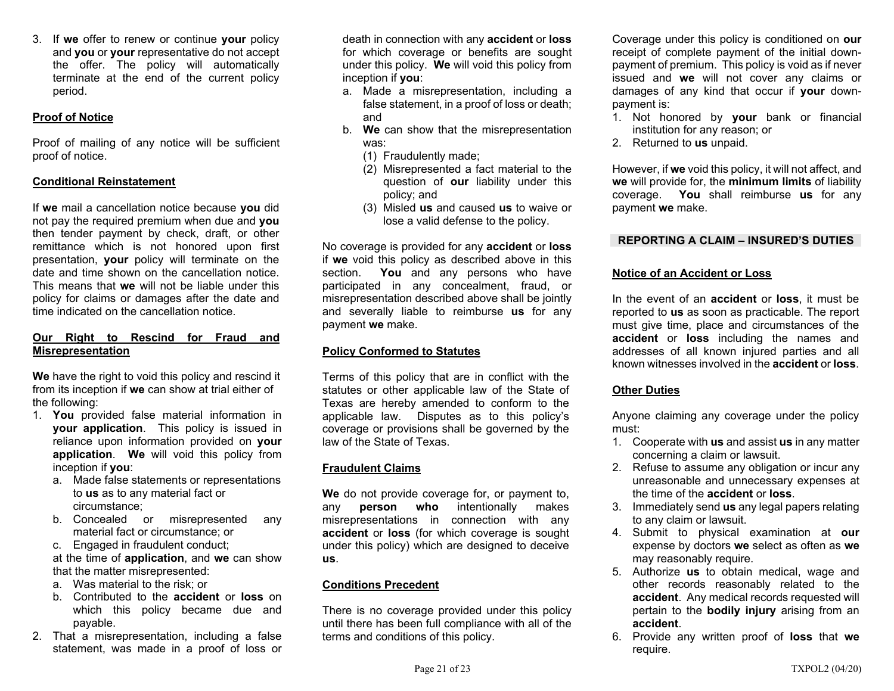3. If **we** offer to renew or continue **your** policy and **you** or **your** representative do not accept the offer. The policy will automatically terminate at the end of the current policy period.

**Proof of Notice**

Proof of mailing of any notice will be sufficient proof of notice.

**Conditional Reinstatement**

If **we** mail a cancellation notice because **you** did not pay the required premium when due and **you** then tender payment by check, draft, or other remittance which is not honored upon first presentation, **your** policy will terminate on the date and time shown on the cancellation notice. This means that **we** will not be liable under this policy for claims or damages after the date and time indicated on the cancellation notice.

**Our Right to Rescind for Fraud and Misrepresentation**

**We** have the right to void this policy and rescind it from its inception if **we** can show at trial either of the following:

1. **You** provided false material information in **your application**. This policy is issued in reliance upon information provided on **your application**. **We** will void this policy from inception if **you**:
   a. Made false statements or representations to **us** as to any material fact or circumstance;
   b. Concealed or misrepresented any material fact or circumstance; or
   c. Engaged in fraudulent conduct;

   at the time of **application**, and **we** can show that the matter misrepresented:
   a. Was material to the risk; or
   b. Contributed to the **accident** or **loss** on which this policy became due and payable.
2. That a misrepresentation, including a false statement, was made in a proof of loss or death in connection with any **accident** or **loss** for which coverage or benefits are sought under this policy. **We** will void this policy from inception if **you**:
   a. Made a misrepresentation, including a false statement, in a proof of loss or death; and
   b. **We** can show that the misrepresentation was:
      (1) Fraudulently made;
      (2) Misrepresented a fact material to the question of **our** liability under this policy; and
      (3) Misled **us** and caused **us** to waive or lose a valid defense to the policy.

No coverage is provided for any **accident** or **loss** if **we** void this policy as described above in this section. **You** and any persons who have participated in any concealment, fraud, or misrepresentation described above shall be jointly and severally liable to reimburse **us** for any payment **we** make.

**Policy Conformed to Statutes**

Terms of this policy that are in conflict with the statutes or other applicable law of the State of Texas are hereby amended to conform to the applicable law. Disputes as to this policy's coverage or provisions shall be governed by the law of the State of Texas.

**Fraudulent Claims**

**We** do not provide coverage for, or payment to, any **person who** intentionally makes misrepresentations in connection with any **accident** or **loss** (for which coverage is sought under this policy) which are designed to deceive **us**.

**Conditions Precedent**

There is no coverage provided under this policy until there has been full compliance with all of the terms and conditions of this policy.

Coverage under this policy is conditioned on **our** receipt of complete payment of the initial down-payment of premium. This policy is void as if never issued and **we** will not cover any claims or damages of any kind that occur if **your** down-payment is:

1. Not honored by **your** bank or financial institution for any reason; or
2. Returned to **us** unpaid.

However, if **we** void this policy, it will not affect, and **we** will provide for, the **minimum limits** of liability coverage. **You** shall reimburse **us** for any payment **we** make.

## REPORTING A CLAIM – INSURED'S DUTIES

**Notice of an Accident or Loss**

In the event of an **accident** or **loss**, it must be reported to **us** as soon as practicable. The report must give time, place and circumstances of the **accident** or **loss** including the names and addresses of all known injured parties and all known witnesses involved in the **accident** or **loss**.

**Other Duties**

Anyone claiming any coverage under the policy must:

1. Cooperate with **us** and assist **us** in any matter concerning a claim or lawsuit.
2. Refuse to assume any obligation or incur any unreasonable and unnecessary expenses at the time of the **accident** or **loss**.
3. Immediately send **us** any legal papers relating to any claim or lawsuit.
4. Submit to physical examination at **our** expense by doctors **we** select as often as **we** may reasonably require.
5. Authorize **us** to obtain medical, wage and other records reasonably related to the **accident**. Any medical records requested will pertain to the **bodily injury** arising from an **accident**.
6. Provide any written proof of **loss** that **we** require.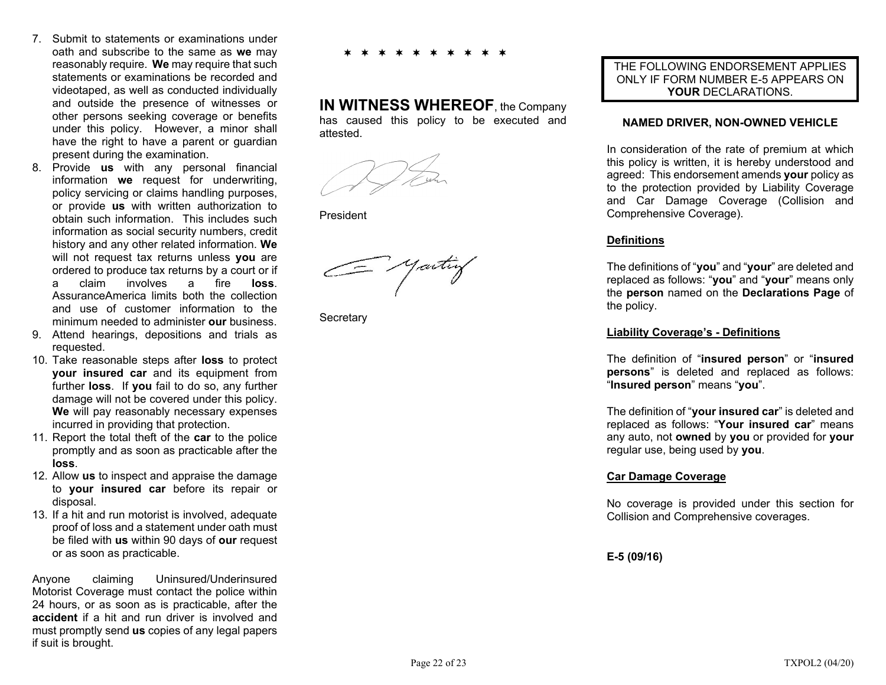7. Submit to statements or examinations under oath and subscribe to the same as **we** may reasonably require. **We** may require that such statements or examinations be recorded and videotaped, as well as conducted individually and outside the presence of witnesses or other persons seeking coverage or benefits under this policy. However, a minor shall have the right to have a parent or guardian present during the examination.
8. Provide **us** with any personal financial information **we** request for underwriting, policy servicing or claims handling purposes, or provide **us** with written authorization to obtain such information. This includes such information as social security numbers, credit history and any other related information. **We** will not request tax returns unless **you** are ordered to produce tax returns by a court or if a claim involves a fire **loss**. AssuranceAmerica limits both the collection and use of customer information to the minimum needed to administer **our** business.
9. Attend hearings, depositions and trials as requested.
10. Take reasonable steps after **loss** to protect **your insured car** and its equipment from further **loss**. If **you** fail to do so, any further damage will not be covered under this policy. **We** will pay reasonably necessary expenses incurred in providing that protection.
11. Report the total theft of the **car** to the police promptly and as soon as practicable after the **loss**.
12. Allow **us** to inspect and appraise the damage to **your insured car** before its repair or disposal.
13. If a hit and run motorist is involved, adequate proof of loss and a statement under oath must be filed with **us** within 90 days of **our** request or as soon as practicable.

Anyone claiming Uninsured/Underinsured Motorist Coverage must contact the police within 24 hours, or as soon as is practicable, after the **accident** if a hit and run driver is involved and must promptly send **us** copies of any legal papers if suit is brought.

* * * * * * * * * *

**IN WITNESS WHEREOF**, the Company has caused this policy to be executed and attested.

President

Secretary

THE FOLLOWING ENDORSEMENT APPLIES ONLY IF FORM NUMBER E-5 APPEARS ON **YOUR** DECLARATIONS.

**NAMED DRIVER, NON-OWNED VEHICLE**

In consideration of the rate of premium at which this policy is written, it is hereby understood and agreed: This endorsement amends **your** policy as to the protection provided by Liability Coverage and Car Damage Coverage (Collision and Comprehensive Coverage).

**Definitions**

The definitions of "**you**" and "**your**" are deleted and replaced as follows: "**you**" and "**your**" means only the **person** named on the **Declarations Page** of the policy.

**Liability Coverage's - Definitions**

The definition of "**insured person**" or "**insured persons**" is deleted and replaced as follows: "**Insured person**" means "**you**".

The definition of "**your insured car**" is deleted and replaced as follows: "**Your insured car**" means any auto, not **owned** by **you** or provided for **your** regular use, being used by **you**.

**Car Damage Coverage**

No coverage is provided under this section for Collision and Comprehensive coverages.

**E-5 (09/16)**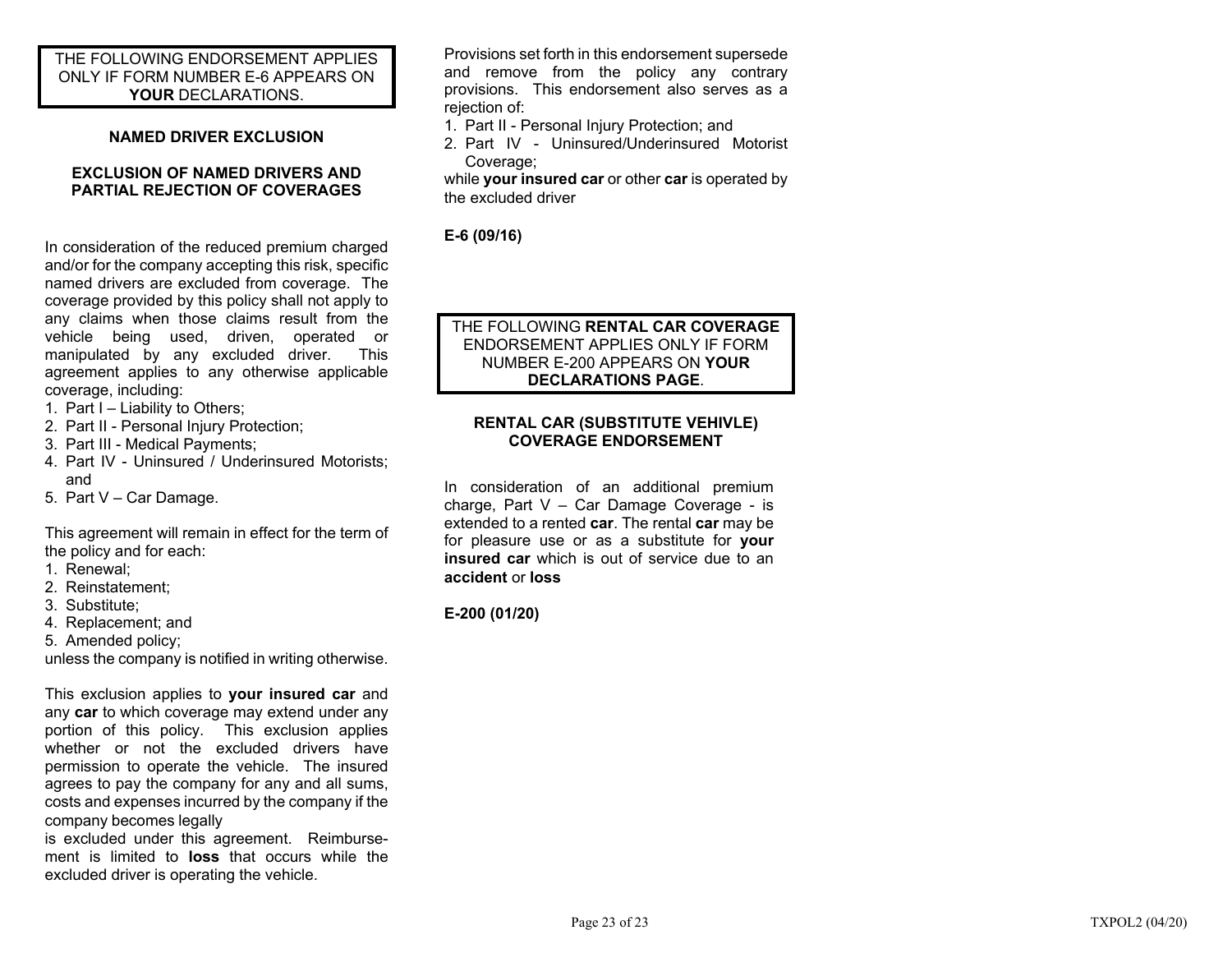THE FOLLOWING ENDORSEMENT APPLIES ONLY IF FORM NUMBER E-6 APPEARS ON **YOUR** DECLARATIONS.

**NAMED DRIVER EXCLUSION**

**EXCLUSION OF NAMED DRIVERS AND PARTIAL REJECTION OF COVERAGES**

In consideration of the reduced premium charged and/or for the company accepting this risk, specific named drivers are excluded from coverage. The coverage provided by this policy shall not apply to any claims when those claims result from the vehicle being used, driven, operated or manipulated by any excluded driver. This agreement applies to any otherwise applicable coverage, including:

1. Part I – Liability to Others;
2. Part II - Personal Injury Protection;
3. Part III - Medical Payments;
4. Part IV - Uninsured / Underinsured Motorists; and
5. Part V – Car Damage.

This agreement will remain in effect for the term of the policy and for each:

1. Renewal;
2. Reinstatement;
3. Substitute;
4. Replacement; and
5. Amended policy;

unless the company is notified in writing otherwise.

This exclusion applies to **your insured car** and any **car** to which coverage may extend under any portion of this policy. This exclusion applies whether or not the excluded drivers have permission to operate the vehicle. The insured agrees to pay the company for any and all sums, costs and expenses incurred by the company if the company becomes legally

is excluded under this agreement. Reimbursement is limited to **loss** that occurs while the excluded driver is operating the vehicle.

Provisions set forth in this endorsement supersede and remove from the policy any contrary provisions. This endorsement also serves as a rejection of:

1. Part II - Personal Injury Protection; and
2. Part IV - Uninsured/Underinsured Motorist Coverage;

while **your insured car** or other **car** is operated by the excluded driver

**E-6 (09/16)**

THE FOLLOWING **RENTAL CAR COVERAGE** ENDORSEMENT APPLIES ONLY IF FORM NUMBER E-200 APPEARS ON **YOUR DECLARATIONS PAGE**.

**RENTAL CAR (SUBSTITUTE VEHIVLE) COVERAGE ENDORSEMENT**

In consideration of an additional premium charge, Part V – Car Damage Coverage - is extended to a rented **car**. The rental **car** may be for pleasure use or as a substitute for **your insured car** which is out of service due to an **accident** or **loss**

**E-200 (01/20)**